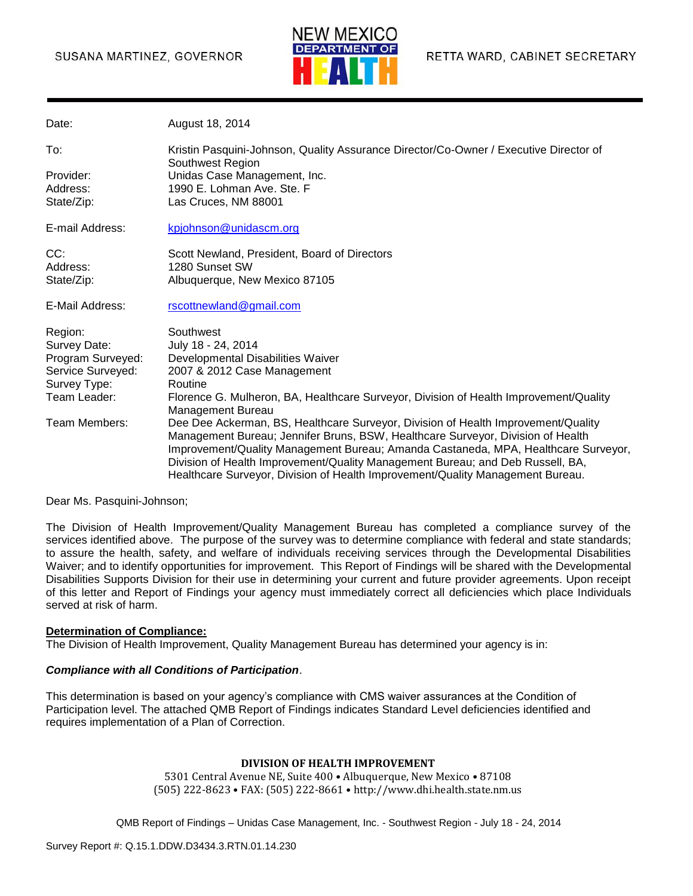SUSANA MARTINEZ, GOVERNOR

NEW MEXICO DEPARTMENT OF HEALTH

RETTA WARD, CABINET SECRETARY

| | |
|---|---|
| Date: | August 18, 2014 |
| To: | Kristin Pasquini-Johnson, Quality Assurance Director/Co-Owner / Executive Director of Southwest Region |
| Provider: | Unidas Case Management, Inc. |
| Address: | 1990 E. Lohman Ave. Ste. F |
| State/Zip: | Las Cruces, NM 88001 |
| E-mail Address: | kpjohnson@unidascm.org |
| CC: | Scott Newland, President, Board of Directors |
| Address: | 1280 Sunset SW |
| State/Zip: | Albuquerque, New Mexico 87105 |
| E-Mail Address: | rscottnewland@gmail.com |
| Region: | Southwest |
| Survey Date: | July 18 - 24, 2014 |
| Program Surveyed: | Developmental Disabilities Waiver |
| Service Surveyed: | 2007 & 2012 Case Management |
| Survey Type: | Routine |
| Team Leader: | Florence G. Mulheron, BA, Healthcare Surveyor, Division of Health Improvement/Quality Management Bureau |
| Team Members: | Dee Dee Ackerman, BS, Healthcare Surveyor, Division of Health Improvement/Quality Management Bureau; Jennifer Bruns, BSW, Healthcare Surveyor, Division of Health Improvement/Quality Management Bureau; Amanda Castaneda, MPA, Healthcare Surveyor, Division of Health Improvement/Quality Management Bureau; and Deb Russell, BA, Healthcare Surveyor, Division of Health Improvement/Quality Management Bureau. |

Dear Ms. Pasquini-Johnson;

The Division of Health Improvement/Quality Management Bureau has completed a compliance survey of the services identified above. The purpose of the survey was to determine compliance with federal and state standards; to assure the health, safety, and welfare of individuals receiving services through the Developmental Disabilities Waiver; and to identify opportunities for improvement. This Report of Findings will be shared with the Developmental Disabilities Supports Division for their use in determining your current and future provider agreements. Upon receipt of this letter and Report of Findings your agency must immediately correct all deficiencies which place Individuals served at risk of harm.

**Determination of Compliance:**

The Division of Health Improvement, Quality Management Bureau has determined your agency is in:

***Compliance with all Conditions of Participation*.**

This determination is based on your agency's compliance with CMS waiver assurances at the Condition of Participation level. The attached QMB Report of Findings indicates Standard Level deficiencies identified and requires implementation of a Plan of Correction.

**DIVISION OF HEALTH IMPROVEMENT**

5301 Central Avenue NE, Suite 400 • Albuquerque, New Mexico • 87108
(505) 222-8623 • FAX: (505) 222-8661 • http://www.dhi.health.state.nm.us

Survey Report #: Q.15.1.DDW.D3434.3.RTN.01.14.230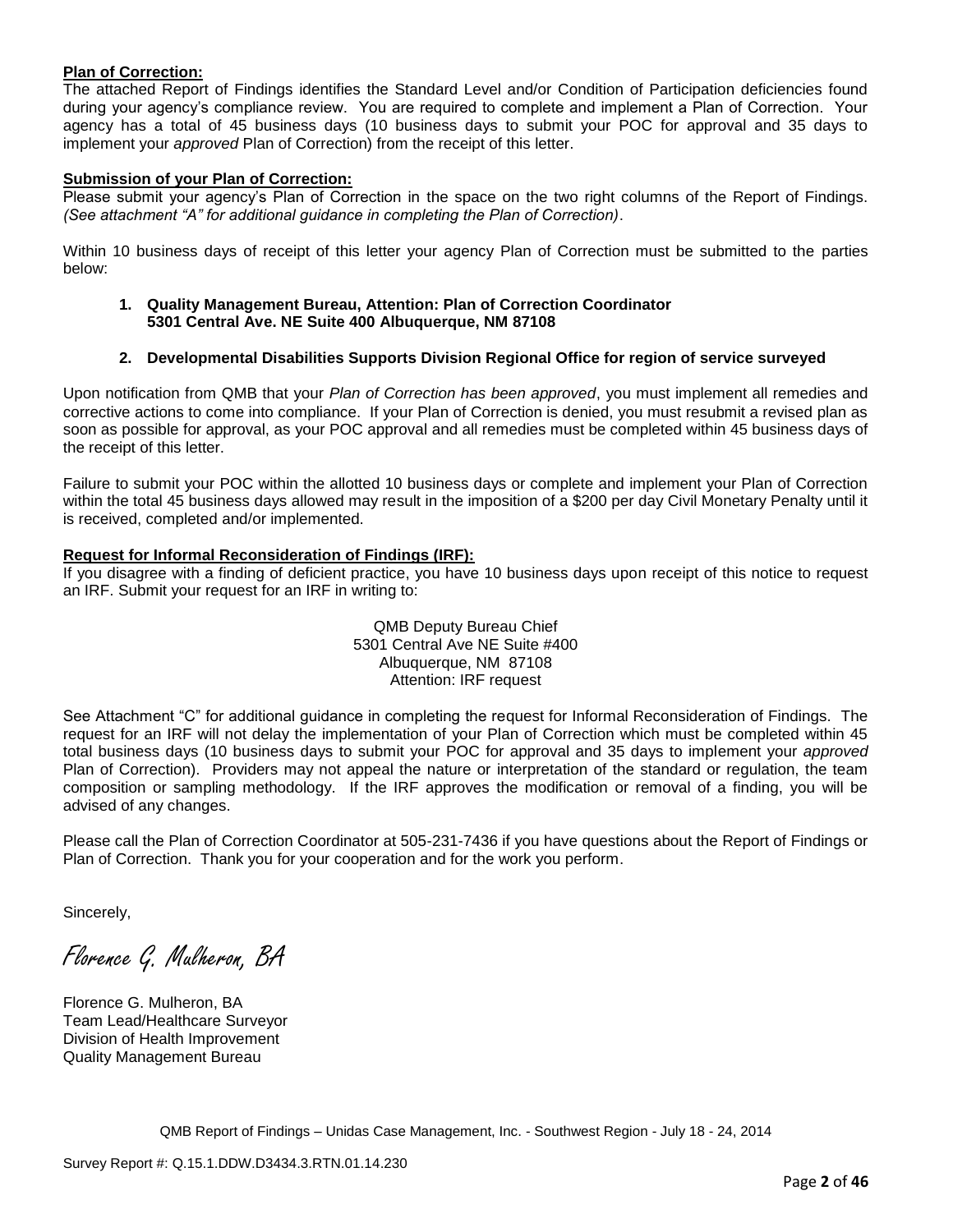**Plan of Correction:**

The attached Report of Findings identifies the Standard Level and/or Condition of Participation deficiencies found during your agency's compliance review. You are required to complete and implement a Plan of Correction. Your agency has a total of 45 business days (10 business days to submit your POC for approval and 35 days to implement your *approved* Plan of Correction) from the receipt of this letter.

**Submission of your Plan of Correction:**

Please submit your agency's Plan of Correction in the space on the two right columns of the Report of Findings. *(See attachment "A" for additional guidance in completing the Plan of Correction)*.

Within 10 business days of receipt of this letter your agency Plan of Correction must be submitted to the parties below:

1. **Quality Management Bureau, Attention: Plan of Correction Coordinator 5301 Central Ave. NE Suite 400 Albuquerque, NM 87108**

2. **Developmental Disabilities Supports Division Regional Office for region of service surveyed**

Upon notification from QMB that your *Plan of Correction has been approved*, you must implement all remedies and corrective actions to come into compliance. If your Plan of Correction is denied, you must resubmit a revised plan as soon as possible for approval, as your POC approval and all remedies must be completed within 45 business days of the receipt of this letter.

Failure to submit your POC within the allotted 10 business days or complete and implement your Plan of Correction within the total 45 business days allowed may result in the imposition of a $200 per day Civil Monetary Penalty until it is received, completed and/or implemented.

**Request for Informal Reconsideration of Findings (IRF):**

If you disagree with a finding of deficient practice, you have 10 business days upon receipt of this notice to request an IRF. Submit your request for an IRF in writing to:

QMB Deputy Bureau Chief
5301 Central Ave NE Suite #400
Albuquerque, NM 87108
Attention: IRF request

See Attachment "C" for additional guidance in completing the request for Informal Reconsideration of Findings. The request for an IRF will not delay the implementation of your Plan of Correction which must be completed within 45 total business days (10 business days to submit your POC for approval and 35 days to implement your *approved* Plan of Correction). Providers may not appeal the nature or interpretation of the standard or regulation, the team composition or sampling methodology. If the IRF approves the modification or removal of a finding, you will be advised of any changes.

Please call the Plan of Correction Coordinator at 505-231-7436 if you have questions about the Report of Findings or Plan of Correction. Thank you for your cooperation and for the work you perform.

Sincerely,

*Florence G. Mulheron, BA*

Florence G. Mulheron, BA
Team Lead/Healthcare Surveyor
Division of Health Improvement
Quality Management Bureau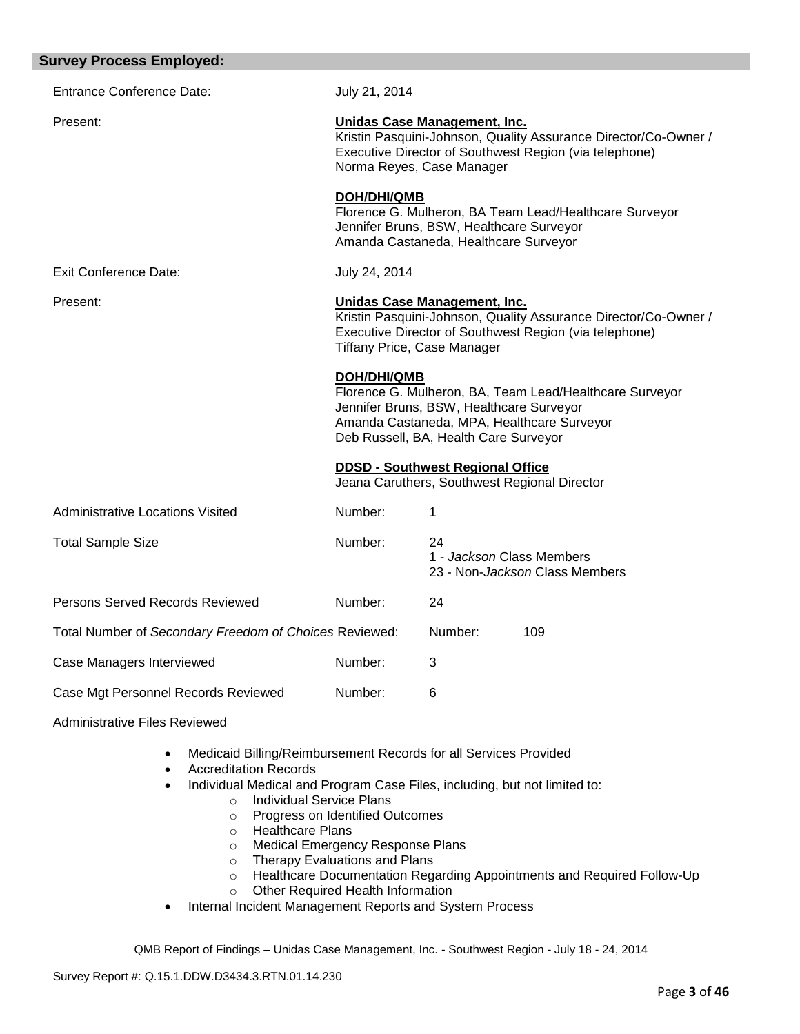## Survey Process Employed:

Entrance Conference Date: July 21, 2014

Present:

**Unidas Case Management, Inc.**
Kristin Pasquini-Johnson, Quality Assurance Director/Co-Owner / Executive Director of Southwest Region (via telephone)
Norma Reyes, Case Manager

**DOH/DHI/QMB**
Florence G. Mulheron, BA Team Lead/Healthcare Surveyor
Jennifer Bruns, BSW, Healthcare Surveyor
Amanda Castaneda, Healthcare Surveyor

Exit Conference Date: July 24, 2014

Present:

**Unidas Case Management, Inc.**
Kristin Pasquini-Johnson, Quality Assurance Director/Co-Owner / Executive Director of Southwest Region (via telephone)
Tiffany Price, Case Manager

**DOH/DHI/QMB**
Florence G. Mulheron, BA, Team Lead/Healthcare Surveyor
Jennifer Bruns, BSW, Healthcare Surveyor
Amanda Castaneda, MPA, Healthcare Surveyor
Deb Russell, BA, Health Care Surveyor

**DDSD - Southwest Regional Office**
Jeana Caruthers, Southwest Regional Director

Administrative Locations Visited Number: 1

Total Sample Size Number: 24
1 - *Jackson* Class Members
23 - Non-*Jackson* Class Members

Persons Served Records Reviewed Number: 24

Total Number of *Secondary Freedom of Choices* Reviewed: Number: 109

Case Managers Interviewed Number: 3

Case Mgt Personnel Records Reviewed Number: 6

Administrative Files Reviewed

- Medicaid Billing/Reimbursement Records for all Services Provided
- Accreditation Records
- Individual Medical and Program Case Files, including, but not limited to:
  - Individual Service Plans
  - Progress on Identified Outcomes
  - Healthcare Plans
  - Medical Emergency Response Plans
  - Therapy Evaluations and Plans
  - Healthcare Documentation Regarding Appointments and Required Follow-Up
  - Other Required Health Information
- Internal Incident Management Reports and System Process

QMB Report of Findings – Unidas Case Management, Inc. - Southwest Region - July 18 - 24, 2014

Survey Report #: Q.15.1.DDW.D3434.3.RTN.01.14.230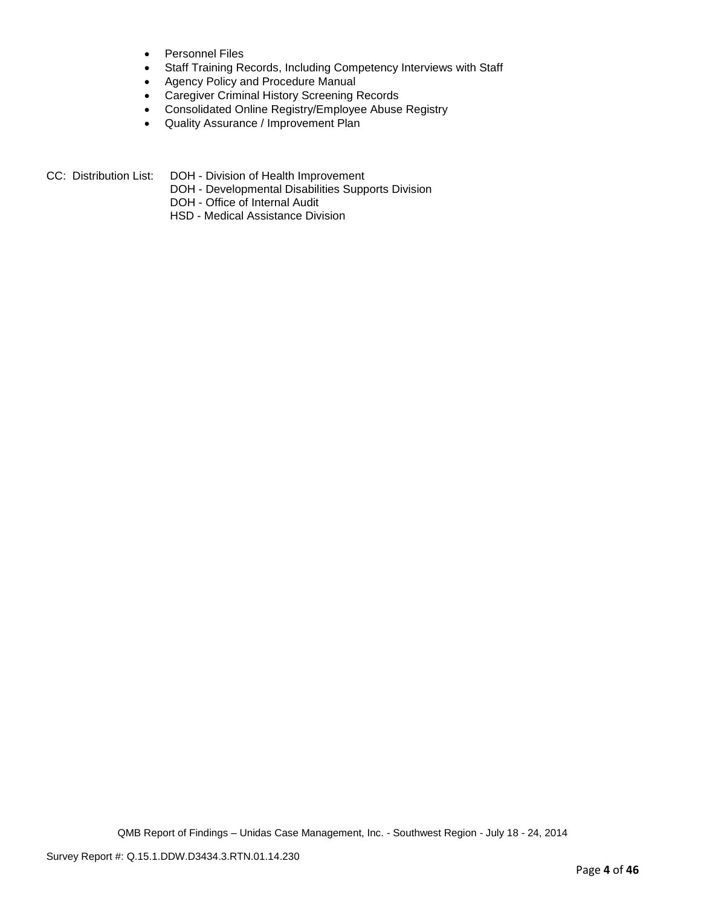- Personnel Files
- Staff Training Records, Including Competency Interviews with Staff
- Agency Policy and Procedure Manual
- Caregiver Criminal History Screening Records
- Consolidated Online Registry/Employee Abuse Registry
- Quality Assurance / Improvement Plan

CC: Distribution List: DOH - Division of Health Improvement
DOH - Developmental Disabilities Supports Division
DOH - Office of Internal Audit
HSD - Medical Assistance Division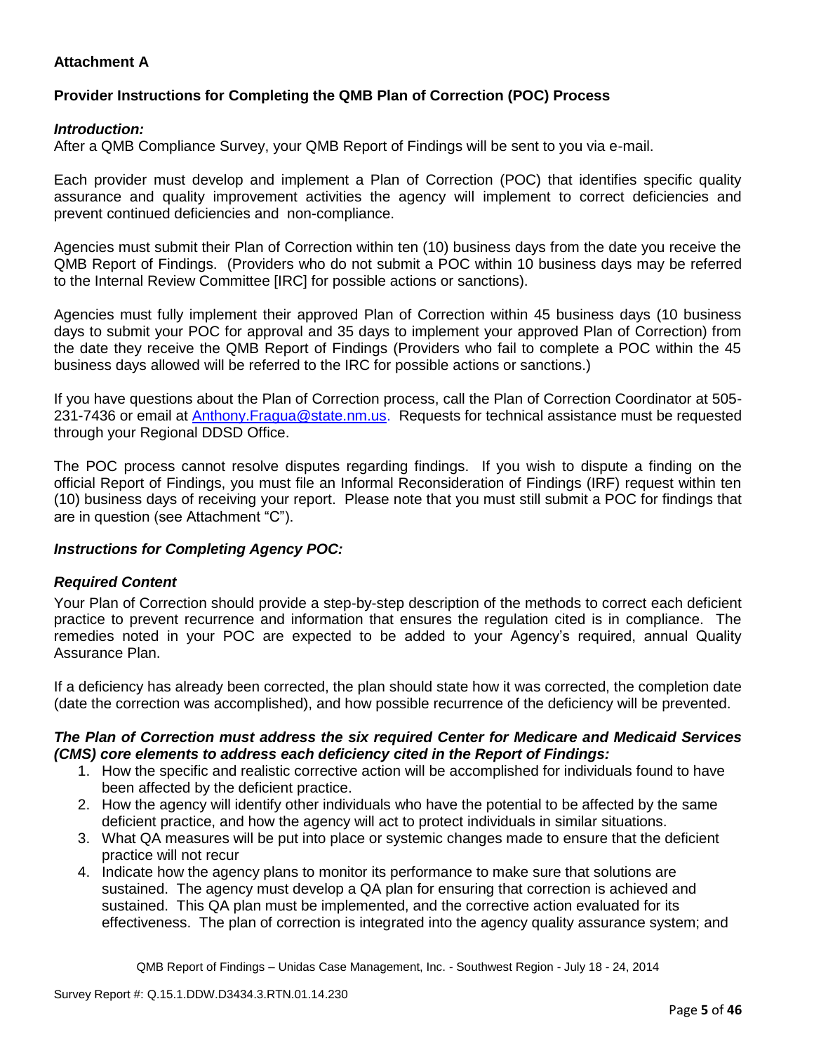**Attachment A**

**Provider Instructions for Completing the QMB Plan of Correction (POC) Process**

***Introduction:***

After a QMB Compliance Survey, your QMB Report of Findings will be sent to you via e-mail.

Each provider must develop and implement a Plan of Correction (POC) that identifies specific quality assurance and quality improvement activities the agency will implement to correct deficiencies and prevent continued deficiencies and non-compliance.

Agencies must submit their Plan of Correction within ten (10) business days from the date you receive the QMB Report of Findings. (Providers who do not submit a POC within 10 business days may be referred to the Internal Review Committee [IRC] for possible actions or sanctions).

Agencies must fully implement their approved Plan of Correction within 45 business days (10 business days to submit your POC for approval and 35 days to implement your approved Plan of Correction) from the date they receive the QMB Report of Findings (Providers who fail to complete a POC within the 45 business days allowed will be referred to the IRC for possible actions or sanctions.)

If you have questions about the Plan of Correction process, call the Plan of Correction Coordinator at 505-231-7436 or email at Anthony.Fragua@state.nm.us. Requests for technical assistance must be requested through your Regional DDSD Office.

The POC process cannot resolve disputes regarding findings. If you wish to dispute a finding on the official Report of Findings, you must file an Informal Reconsideration of Findings (IRF) request within ten (10) business days of receiving your report. Please note that you must still submit a POC for findings that are in question (see Attachment "C").

***Instructions for Completing Agency POC:***

***Required Content***

Your Plan of Correction should provide a step-by-step description of the methods to correct each deficient practice to prevent recurrence and information that ensures the regulation cited is in compliance. The remedies noted in your POC are expected to be added to your Agency's required, annual Quality Assurance Plan.

If a deficiency has already been corrected, the plan should state how it was corrected, the completion date (date the correction was accomplished), and how possible recurrence of the deficiency will be prevented.

***The Plan of Correction must address the six required Center for Medicare and Medicaid Services (CMS) core elements to address each deficiency cited in the Report of Findings:***

1. How the specific and realistic corrective action will be accomplished for individuals found to have been affected by the deficient practice.
2. How the agency will identify other individuals who have the potential to be affected by the same deficient practice, and how the agency will act to protect individuals in similar situations.
3. What QA measures will be put into place or systemic changes made to ensure that the deficient practice will not recur
4. Indicate how the agency plans to monitor its performance to make sure that solutions are sustained. The agency must develop a QA plan for ensuring that correction is achieved and sustained. This QA plan must be implemented, and the corrective action evaluated for its effectiveness. The plan of correction is integrated into the agency quality assurance system; and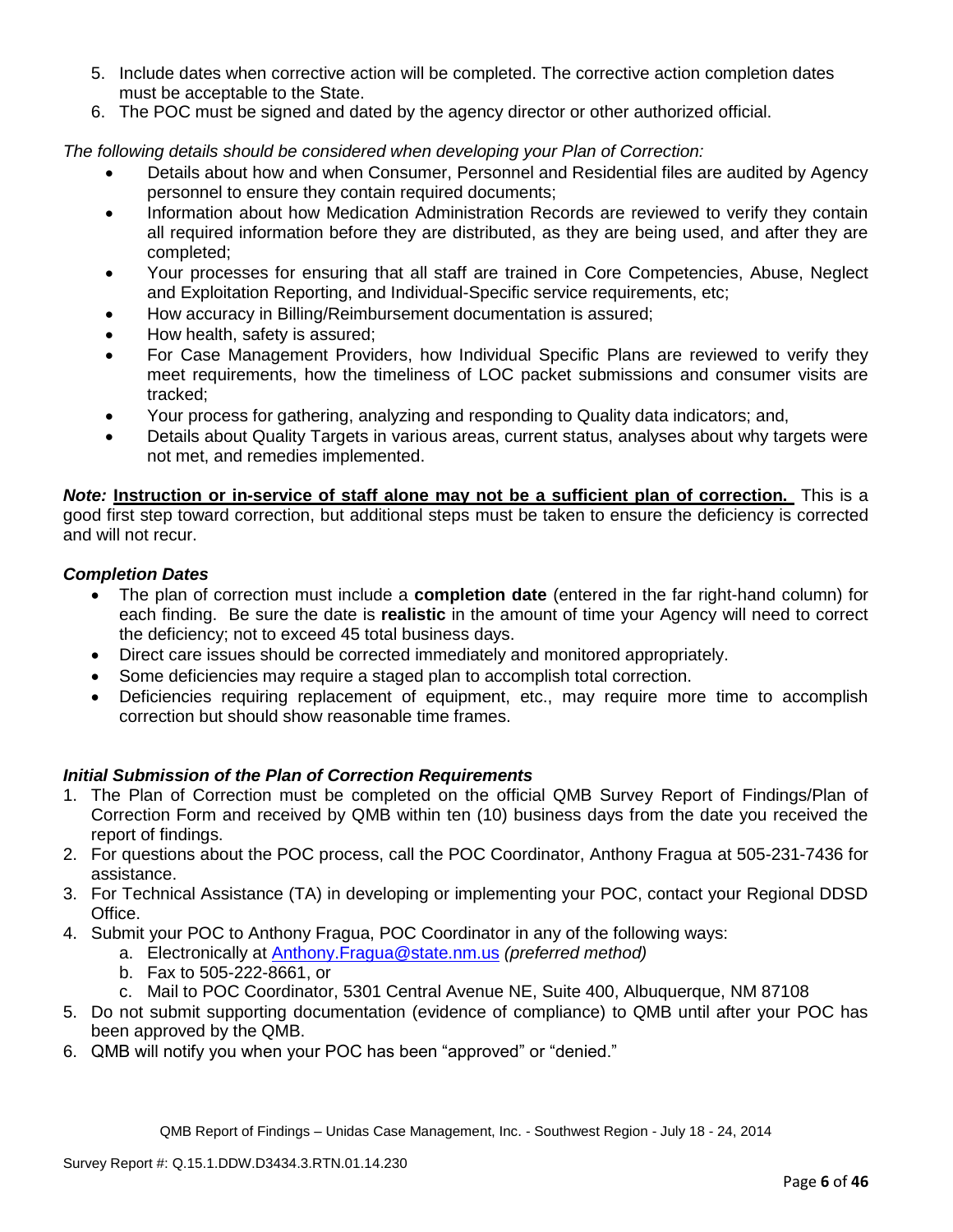5. Include dates when corrective action will be completed. The corrective action completion dates must be acceptable to the State.
6. The POC must be signed and dated by the agency director or other authorized official.

*The following details should be considered when developing your Plan of Correction:*

- Details about how and when Consumer, Personnel and Residential files are audited by Agency personnel to ensure they contain required documents;
- Information about how Medication Administration Records are reviewed to verify they contain all required information before they are distributed, as they are being used, and after they are completed;
- Your processes for ensuring that all staff are trained in Core Competencies, Abuse, Neglect and Exploitation Reporting, and Individual-Specific service requirements, etc;
- How accuracy in Billing/Reimbursement documentation is assured;
- How health, safety is assured;
- For Case Management Providers, how Individual Specific Plans are reviewed to verify they meet requirements, how the timeliness of LOC packet submissions and consumer visits are tracked;
- Your process for gathering, analyzing and responding to Quality data indicators; and,
- Details about Quality Targets in various areas, current status, analyses about why targets were not met, and remedies implemented.

***Note:*** **Instruction or in-service of staff alone may not be a sufficient plan of correction.** This is a good first step toward correction, but additional steps must be taken to ensure the deficiency is corrected and will not recur.

### *Completion Dates*

- The plan of correction must include a **completion date** (entered in the far right-hand column) for each finding. Be sure the date is **realistic** in the amount of time your Agency will need to correct the deficiency; not to exceed 45 total business days.
- Direct care issues should be corrected immediately and monitored appropriately.
- Some deficiencies may require a staged plan to accomplish total correction.
- Deficiencies requiring replacement of equipment, etc., may require more time to accomplish correction but should show reasonable time frames.

### *Initial Submission of the Plan of Correction Requirements*

1. The Plan of Correction must be completed on the official QMB Survey Report of Findings/Plan of Correction Form and received by QMB within ten (10) business days from the date you received the report of findings.
2. For questions about the POC process, call the POC Coordinator, Anthony Fragua at 505-231-7436 for assistance.
3. For Technical Assistance (TA) in developing or implementing your POC, contact your Regional DDSD Office.
4. Submit your POC to Anthony Fragua, POC Coordinator in any of the following ways:
   a. Electronically at Anthony.Fragua@state.nm.us *(preferred method)*
   b. Fax to 505-222-8661, or
   c. Mail to POC Coordinator, 5301 Central Avenue NE, Suite 400, Albuquerque, NM 87108
5. Do not submit supporting documentation (evidence of compliance) to QMB until after your POC has been approved by the QMB.
6. QMB will notify you when your POC has been "approved" or "denied."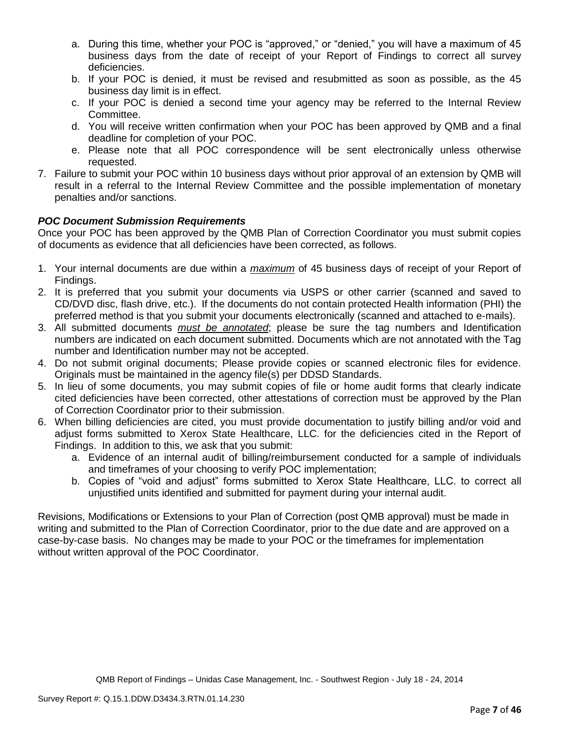a. During this time, whether your POC is "approved," or "denied," you will have a maximum of 45 business days from the date of receipt of your Report of Findings to correct all survey deficiencies.
   b. If your POC is denied, it must be revised and resubmitted as soon as possible, as the 45 business day limit is in effect.
   c. If your POC is denied a second time your agency may be referred to the Internal Review Committee.
   d. You will receive written confirmation when your POC has been approved by QMB and a final deadline for completion of your POC.
   e. Please note that all POC correspondence will be sent electronically unless otherwise requested.
7. Failure to submit your POC within 10 business days without prior approval of an extension by QMB will result in a referral to the Internal Review Committee and the possible implementation of monetary penalties and/or sanctions.

***POC Document Submission Requirements***

Once your POC has been approved by the QMB Plan of Correction Coordinator you must submit copies of documents as evidence that all deficiencies have been corrected, as follows.

1. Your internal documents are due within a ***maximum*** of 45 business days of receipt of your Report of Findings.
2. It is preferred that you submit your documents via USPS or other carrier (scanned and saved to CD/DVD disc, flash drive, etc.). If the documents do not contain protected Health information (PHI) the preferred method is that you submit your documents electronically (scanned and attached to e-mails).
3. All submitted documents ***must be annotated***; please be sure the tag numbers and Identification numbers are indicated on each document submitted. Documents which are not annotated with the Tag number and Identification number may not be accepted.
4. Do not submit original documents; Please provide copies or scanned electronic files for evidence. Originals must be maintained in the agency file(s) per DDSD Standards.
5. In lieu of some documents, you may submit copies of file or home audit forms that clearly indicate cited deficiencies have been corrected, other attestations of correction must be approved by the Plan of Correction Coordinator prior to their submission.
6. When billing deficiencies are cited, you must provide documentation to justify billing and/or void and adjust forms submitted to Xerox State Healthcare, LLC. for the deficiencies cited in the Report of Findings. In addition to this, we ask that you submit:
   a. Evidence of an internal audit of billing/reimbursement conducted for a sample of individuals and timeframes of your choosing to verify POC implementation;
   b. Copies of "void and adjust" forms submitted to Xerox State Healthcare, LLC. to correct all unjustified units identified and submitted for payment during your internal audit.

Revisions, Modifications or Extensions to your Plan of Correction (post QMB approval) must be made in writing and submitted to the Plan of Correction Coordinator, prior to the due date and are approved on a case-by-case basis. No changes may be made to your POC or the timeframes for implementation without written approval of the POC Coordinator.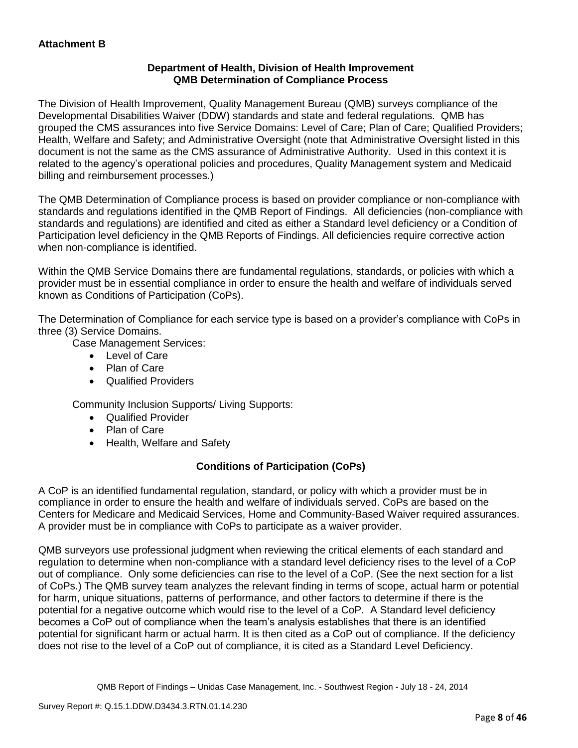**Attachment B**

**Department of Health, Division of Health Improvement**
**QMB Determination of Compliance Process**

The Division of Health Improvement, Quality Management Bureau (QMB) surveys compliance of the Developmental Disabilities Waiver (DDW) standards and state and federal regulations. QMB has grouped the CMS assurances into five Service Domains: Level of Care; Plan of Care; Qualified Providers; Health, Welfare and Safety; and Administrative Oversight (note that Administrative Oversight listed in this document is not the same as the CMS assurance of Administrative Authority. Used in this context it is related to the agency's operational policies and procedures, Quality Management system and Medicaid billing and reimbursement processes.)

The QMB Determination of Compliance process is based on provider compliance or non-compliance with standards and regulations identified in the QMB Report of Findings. All deficiencies (non-compliance with standards and regulations) are identified and cited as either a Standard level deficiency or a Condition of Participation level deficiency in the QMB Reports of Findings. All deficiencies require corrective action when non-compliance is identified.

Within the QMB Service Domains there are fundamental regulations, standards, or policies with which a provider must be in essential compliance in order to ensure the health and welfare of individuals served known as Conditions of Participation (CoPs).

The Determination of Compliance for each service type is based on a provider's compliance with CoPs in three (3) Service Domains.

Case Management Services:

- Level of Care
- Plan of Care
- Qualified Providers

Community Inclusion Supports/ Living Supports:

- Qualified Provider
- Plan of Care
- Health, Welfare and Safety

**Conditions of Participation (CoPs)**

A CoP is an identified fundamental regulation, standard, or policy with which a provider must be in compliance in order to ensure the health and welfare of individuals served. CoPs are based on the Centers for Medicare and Medicaid Services, Home and Community-Based Waiver required assurances. A provider must be in compliance with CoPs to participate as a waiver provider.

QMB surveyors use professional judgment when reviewing the critical elements of each standard and regulation to determine when non-compliance with a standard level deficiency rises to the level of a CoP out of compliance. Only some deficiencies can rise to the level of a CoP. (See the next section for a list of CoPs.) The QMB survey team analyzes the relevant finding in terms of scope, actual harm or potential for harm, unique situations, patterns of performance, and other factors to determine if there is the potential for a negative outcome which would rise to the level of a CoP. A Standard level deficiency becomes a CoP out of compliance when the team's analysis establishes that there is an identified potential for significant harm or actual harm. It is then cited as a CoP out of compliance. If the deficiency does not rise to the level of a CoP out of compliance, it is cited as a Standard Level Deficiency.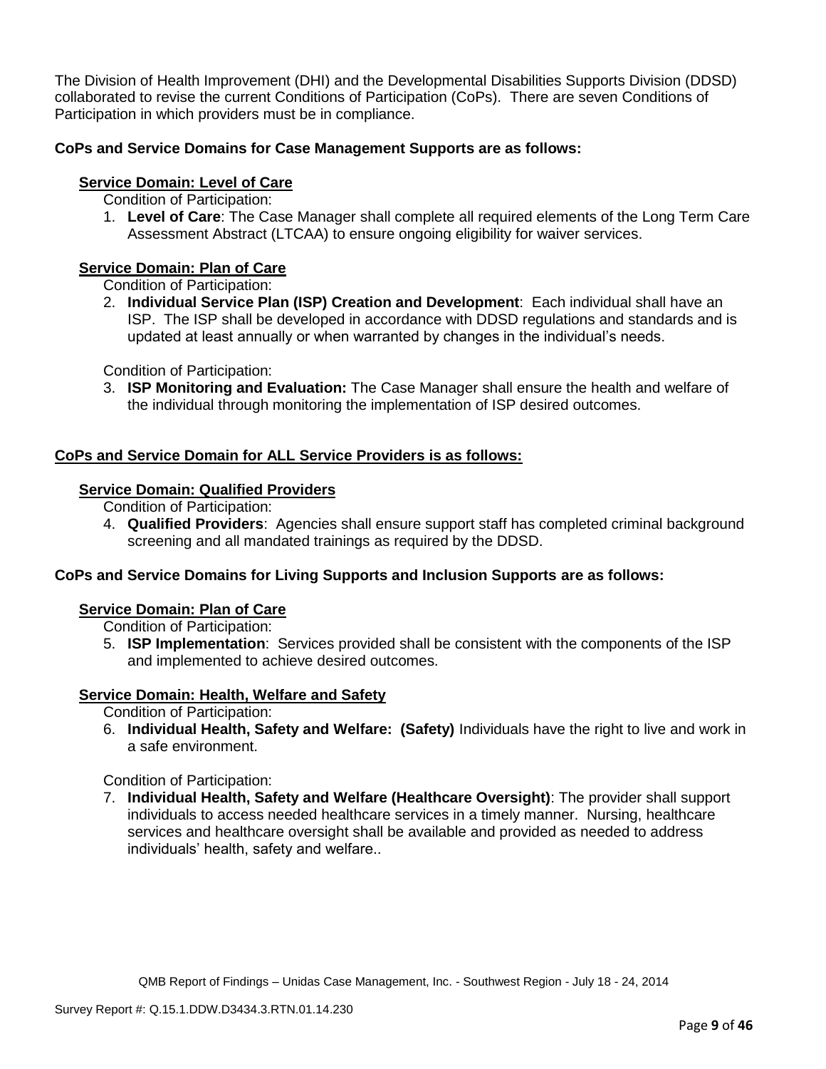The Division of Health Improvement (DHI) and the Developmental Disabilities Supports Division (DDSD) collaborated to revise the current Conditions of Participation (CoPs). There are seven Conditions of Participation in which providers must be in compliance.

**CoPs and Service Domains for Case Management Supports are as follows:**

**Service Domain: Level of Care**

Condition of Participation:

1. **Level of Care**: The Case Manager shall complete all required elements of the Long Term Care Assessment Abstract (LTCAA) to ensure ongoing eligibility for waiver services.

**Service Domain: Plan of Care**

Condition of Participation:

2. **Individual Service Plan (ISP) Creation and Development**: Each individual shall have an ISP. The ISP shall be developed in accordance with DDSD regulations and standards and is updated at least annually or when warranted by changes in the individual's needs.

Condition of Participation:

3. **ISP Monitoring and Evaluation:** The Case Manager shall ensure the health and welfare of the individual through monitoring the implementation of ISP desired outcomes.

**CoPs and Service Domain for ALL Service Providers is as follows:**

**Service Domain: Qualified Providers**

Condition of Participation:

4. **Qualified Providers**: Agencies shall ensure support staff has completed criminal background screening and all mandated trainings as required by the DDSD.

**CoPs and Service Domains for Living Supports and Inclusion Supports are as follows:**

**Service Domain: Plan of Care**

Condition of Participation:

5. **ISP Implementation**: Services provided shall be consistent with the components of the ISP and implemented to achieve desired outcomes.

**Service Domain: Health, Welfare and Safety**

Condition of Participation:

6. **Individual Health, Safety and Welfare: (Safety)** Individuals have the right to live and work in a safe environment.

Condition of Participation:

7. **Individual Health, Safety and Welfare (Healthcare Oversight)**: The provider shall support individuals to access needed healthcare services in a timely manner. Nursing, healthcare services and healthcare oversight shall be available and provided as needed to address individuals' health, safety and welfare..

QMB Report of Findings – Unidas Case Management, Inc. - Southwest Region - July 18 - 24, 2014

Survey Report #: Q.15.1.DDW.D3434.3.RTN.01.14.230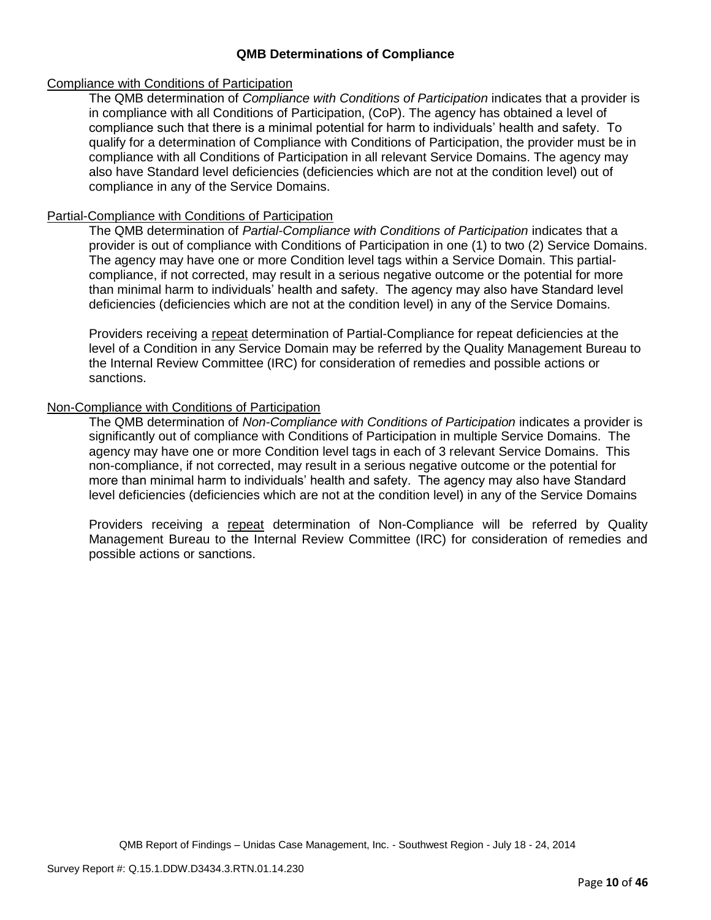## QMB Determinations of Compliance

Compliance with Conditions of Participation

The QMB determination of *Compliance with Conditions of Participation* indicates that a provider is in compliance with all Conditions of Participation, (CoP). The agency has obtained a level of compliance such that there is a minimal potential for harm to individuals' health and safety. To qualify for a determination of Compliance with Conditions of Participation, the provider must be in compliance with all Conditions of Participation in all relevant Service Domains. The agency may also have Standard level deficiencies (deficiencies which are not at the condition level) out of compliance in any of the Service Domains.

Partial-Compliance with Conditions of Participation

The QMB determination of *Partial-Compliance with Conditions of Participation* indicates that a provider is out of compliance with Conditions of Participation in one (1) to two (2) Service Domains. The agency may have one or more Condition level tags within a Service Domain. This partial-compliance, if not corrected, may result in a serious negative outcome or the potential for more than minimal harm to individuals' health and safety. The agency may also have Standard level deficiencies (deficiencies which are not at the condition level) in any of the Service Domains.

Providers receiving a repeat determination of Partial-Compliance for repeat deficiencies at the level of a Condition in any Service Domain may be referred by the Quality Management Bureau to the Internal Review Committee (IRC) for consideration of remedies and possible actions or sanctions.

Non-Compliance with Conditions of Participation

The QMB determination of *Non-Compliance with Conditions of Participation* indicates a provider is significantly out of compliance with Conditions of Participation in multiple Service Domains. The agency may have one or more Condition level tags in each of 3 relevant Service Domains. This non-compliance, if not corrected, may result in a serious negative outcome or the potential for more than minimal harm to individuals' health and safety. The agency may also have Standard level deficiencies (deficiencies which are not at the condition level) in any of the Service Domains

Providers receiving a repeat determination of Non-Compliance will be referred by Quality Management Bureau to the Internal Review Committee (IRC) for consideration of remedies and possible actions or sanctions.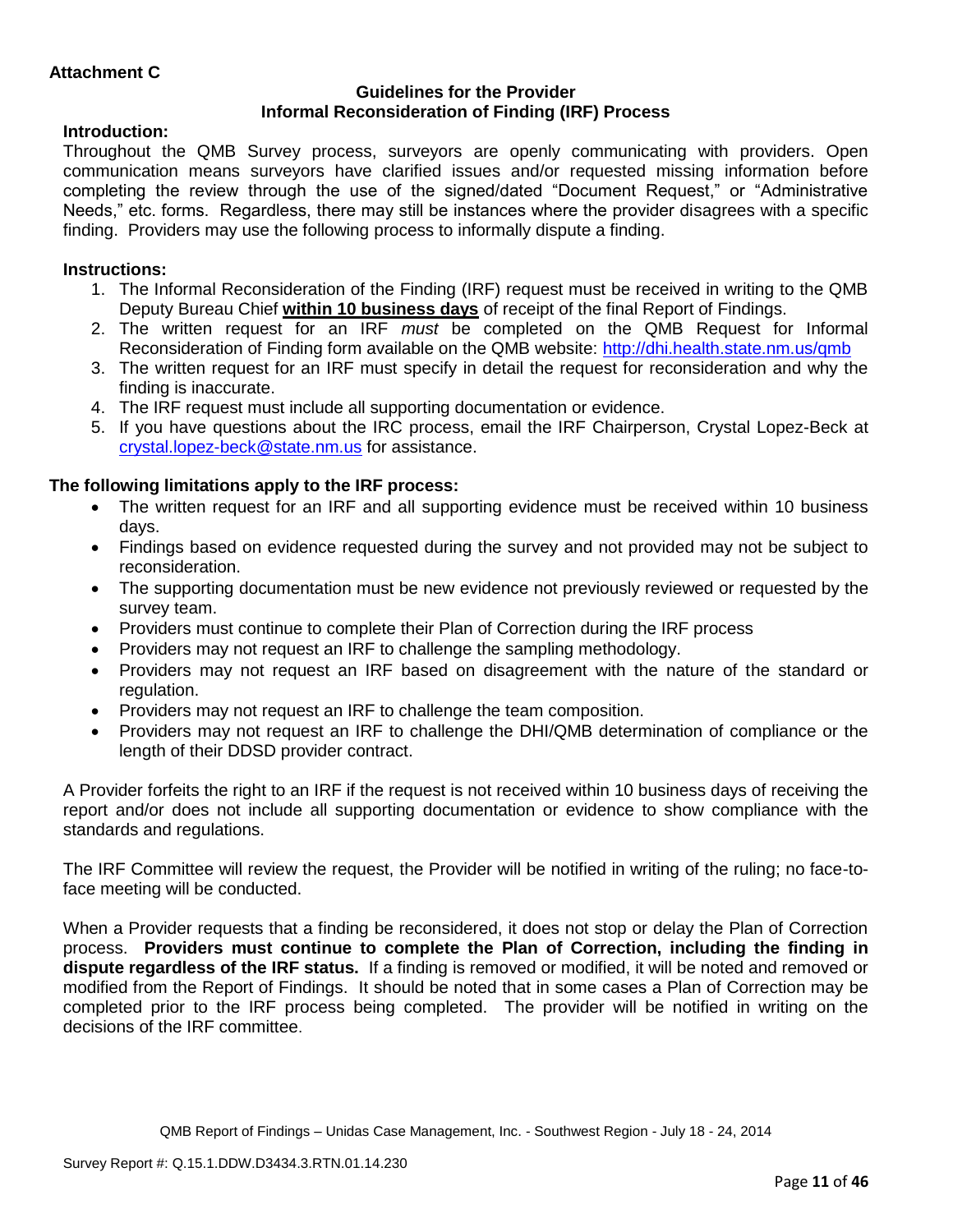**Attachment C**

**Guidelines for the Provider**
**Informal Reconsideration of Finding (IRF) Process**

**Introduction:**

Throughout the QMB Survey process, surveyors are openly communicating with providers. Open communication means surveyors have clarified issues and/or requested missing information before completing the review through the use of the signed/dated "Document Request," or "Administrative Needs," etc. forms. Regardless, there may still be instances where the provider disagrees with a specific finding. Providers may use the following process to informally dispute a finding.

**Instructions:**

1. The Informal Reconsideration of the Finding (IRF) request must be received in writing to the QMB Deputy Bureau Chief **within 10 business days** of receipt of the final Report of Findings.
2. The written request for an IRF *must* be completed on the QMB Request for Informal Reconsideration of Finding form available on the QMB website: http://dhi.health.state.nm.us/qmb
3. The written request for an IRF must specify in detail the request for reconsideration and why the finding is inaccurate.
4. The IRF request must include all supporting documentation or evidence.
5. If you have questions about the IRC process, email the IRF Chairperson, Crystal Lopez-Beck at crystal.lopez-beck@state.nm.us for assistance.

**The following limitations apply to the IRF process:**

- The written request for an IRF and all supporting evidence must be received within 10 business days.
- Findings based on evidence requested during the survey and not provided may not be subject to reconsideration.
- The supporting documentation must be new evidence not previously reviewed or requested by the survey team.
- Providers must continue to complete their Plan of Correction during the IRF process
- Providers may not request an IRF to challenge the sampling methodology.
- Providers may not request an IRF based on disagreement with the nature of the standard or regulation.
- Providers may not request an IRF to challenge the team composition.
- Providers may not request an IRF to challenge the DHI/QMB determination of compliance or the length of their DDSD provider contract.

A Provider forfeits the right to an IRF if the request is not received within 10 business days of receiving the report and/or does not include all supporting documentation or evidence to show compliance with the standards and regulations.

The IRF Committee will review the request, the Provider will be notified in writing of the ruling; no face-to-face meeting will be conducted.

When a Provider requests that a finding be reconsidered, it does not stop or delay the Plan of Correction process. **Providers must continue to complete the Plan of Correction, including the finding in dispute regardless of the IRF status.** If a finding is removed or modified, it will be noted and removed or modified from the Report of Findings. It should be noted that in some cases a Plan of Correction may be completed prior to the IRF process being completed. The provider will be notified in writing on the decisions of the IRF committee.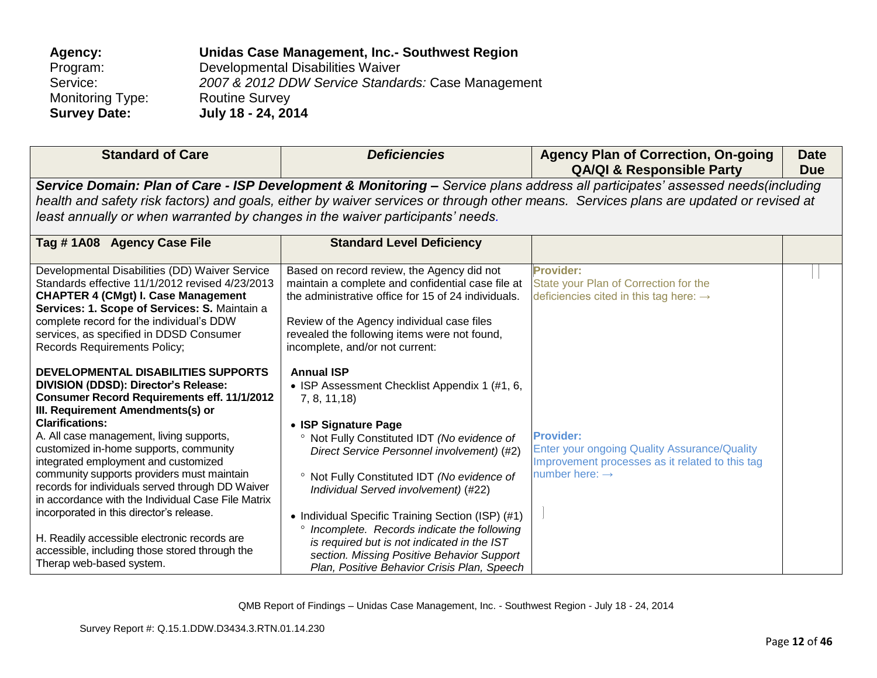**Agency:** **Unidas Case Management, Inc.- Southwest Region**
Program: Developmental Disabilities Waiver
Service: *2007 & 2012 DDW Service Standards:* Case Management
Monitoring Type: Routine Survey
**Survey Date:** **July 18 - 24, 2014**

| Standard of Care | *Deficiencies* | Agency Plan of Correction, On-going QA/QI & Responsible Party | Date Due |
|---|---|---|---|
| ***Service Domain: Plan of Care - ISP Development & Monitoring –*** *Service plans address all participates' assessed needs(including health and safety risk factors) and goals, either by waiver services or through other means. Services plans are updated or revised at least annually or when warranted by changes in the waiver participants' needs.* | | | |
| **Tag # 1A08 Agency Case File** | **Standard Level Deficiency** | | |
| Developmental Disabilities (DD) Waiver Service Standards effective 11/1/2012 revised 4/23/2013 **CHAPTER 4 (CMgt) I. Case Management Services: 1. Scope of Services: S.** Maintain a complete record for the individual's DDW services, as specified in DDSD Consumer Records Requirements Policy;<br><br>**DEVELOPMENTAL DISABILITIES SUPPORTS DIVISION (DDSD): Director's Release: Consumer Record Requirements eff. 11/1/2012 III. Requirement Amendments(s) or Clarifications:**<br>A. All case management, living supports, customized in-home supports, community integrated employment and customized community supports providers must maintain records for individuals served through DD Waiver in accordance with the Individual Case File Matrix incorporated in this director's release.<br><br>H. Readily accessible electronic records are accessible, including those stored through the Therap web-based system. | Based on record review, the Agency did not maintain a complete and confidential case file at the administrative office for 15 of 24 individuals.<br><br>Review of the Agency individual case files revealed the following items were not found, incomplete, and/or not current:<br><br>**Annual ISP**<br>• ISP Assessment Checklist Appendix 1 (#1, 6, 7, 8, 11,18)<br><br>• **ISP Signature Page**<br>° Not Fully Constituted IDT *(No evidence of Direct Service Personnel involvement)* (#2)<br><br>° Not Fully Constituted IDT *(No evidence of Individual Served involvement)* (#22)<br><br>• Individual Specific Training Section (ISP) (#1)<br>° *Incomplete. Records indicate the following is required but is not indicated in the IST section. Missing Positive Behavior Support Plan, Positive Behavior Crisis Plan, Speech* | **Provider:**<br>State your Plan of Correction for the deficiencies cited in this tag here: →<br><br>**Provider:**<br>Enter your ongoing Quality Assurance/Quality Improvement processes as it related to this tag number here: → | |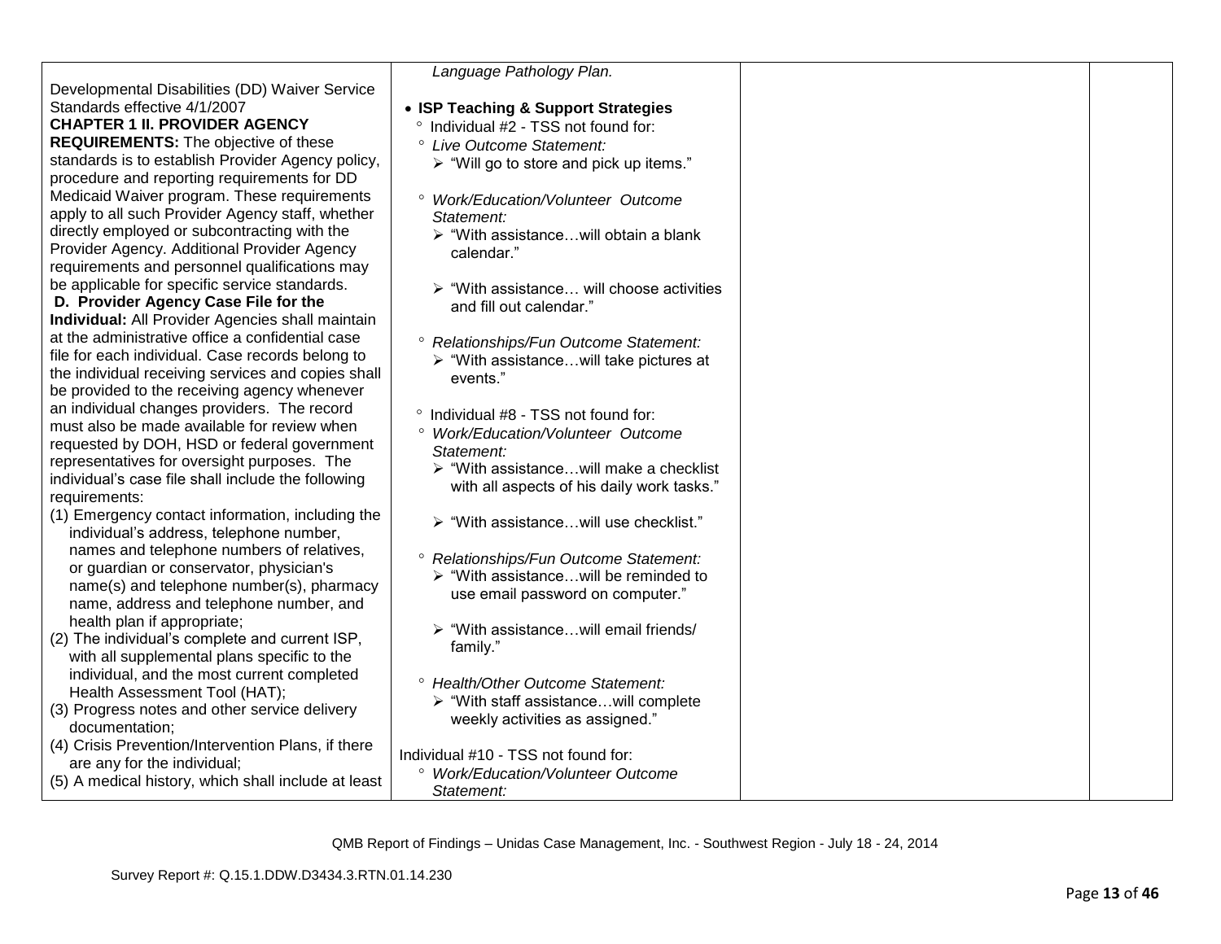| | | | |
|---|---|---|---|
| Developmental Disabilities (DD) Waiver Service Standards effective 4/1/2007<br>**CHAPTER 1 II. PROVIDER AGENCY REQUIREMENTS:** The objective of these standards is to establish Provider Agency policy, procedure and reporting requirements for DD Medicaid Waiver program. These requirements apply to all such Provider Agency staff, whether directly employed or subcontracting with the Provider Agency. Additional Provider Agency requirements and personnel qualifications may be applicable for specific service standards.<br>**D. Provider Agency Case File for the Individual:** All Provider Agencies shall maintain at the administrative office a confidential case file for each individual. Case records belong to the individual receiving services and copies shall be provided to the receiving agency whenever an individual changes providers. The record must also be made available for review when requested by DOH, HSD or federal government representatives for oversight purposes. The individual's case file shall include the following requirements:<br>(1) Emergency contact information, including the individual's address, telephone number, names and telephone numbers of relatives, or guardian or conservator, physician's name(s) and telephone number(s), pharmacy name, address and telephone number, and health plan if appropriate;<br>(2) The individual's complete and current ISP, with all supplemental plans specific to the individual, and the most current completed Health Assessment Tool (HAT);<br>(3) Progress notes and other service delivery documentation;<br>(4) Crisis Prevention/Intervention Plans, if there are any for the individual;<br>(5) A medical history, which shall include at least | *Language Pathology Plan.*<br><br>• **ISP Teaching & Support Strategies**<br>° Individual #2 - TSS not found for:<br>° *Live Outcome Statement:*<br>➢ "Will go to store and pick up items."<br><br>° *Work/Education/Volunteer Outcome Statement:*<br>➢ "With assistance…will obtain a blank calendar."<br><br>➢ "With assistance… will choose activities and fill out calendar."<br><br>° *Relationships/Fun Outcome Statement:*<br>➢ "With assistance…will take pictures at events."<br><br>° Individual #8 - TSS not found for:<br>° *Work/Education/Volunteer Outcome Statement:*<br>➢ "With assistance…will make a checklist with all aspects of his daily work tasks."<br><br>➢ "With assistance…will use checklist."<br><br>° *Relationships/Fun Outcome Statement:*<br>➢ "With assistance…will be reminded to use email password on computer."<br><br>➢ "With assistance…will email friends/ family."<br><br>° *Health/Other Outcome Statement:*<br>➢ "With staff assistance…will complete weekly activities as assigned."<br><br>Individual #10 - TSS not found for:<br>° *Work/Education/Volunteer Outcome Statement:* | | |

QMB Report of Findings – Unidas Case Management, Inc. - Southwest Region - July 18 - 24, 2014

Survey Report #: Q.15.1.DDW.D3434.3.RTN.01.14.230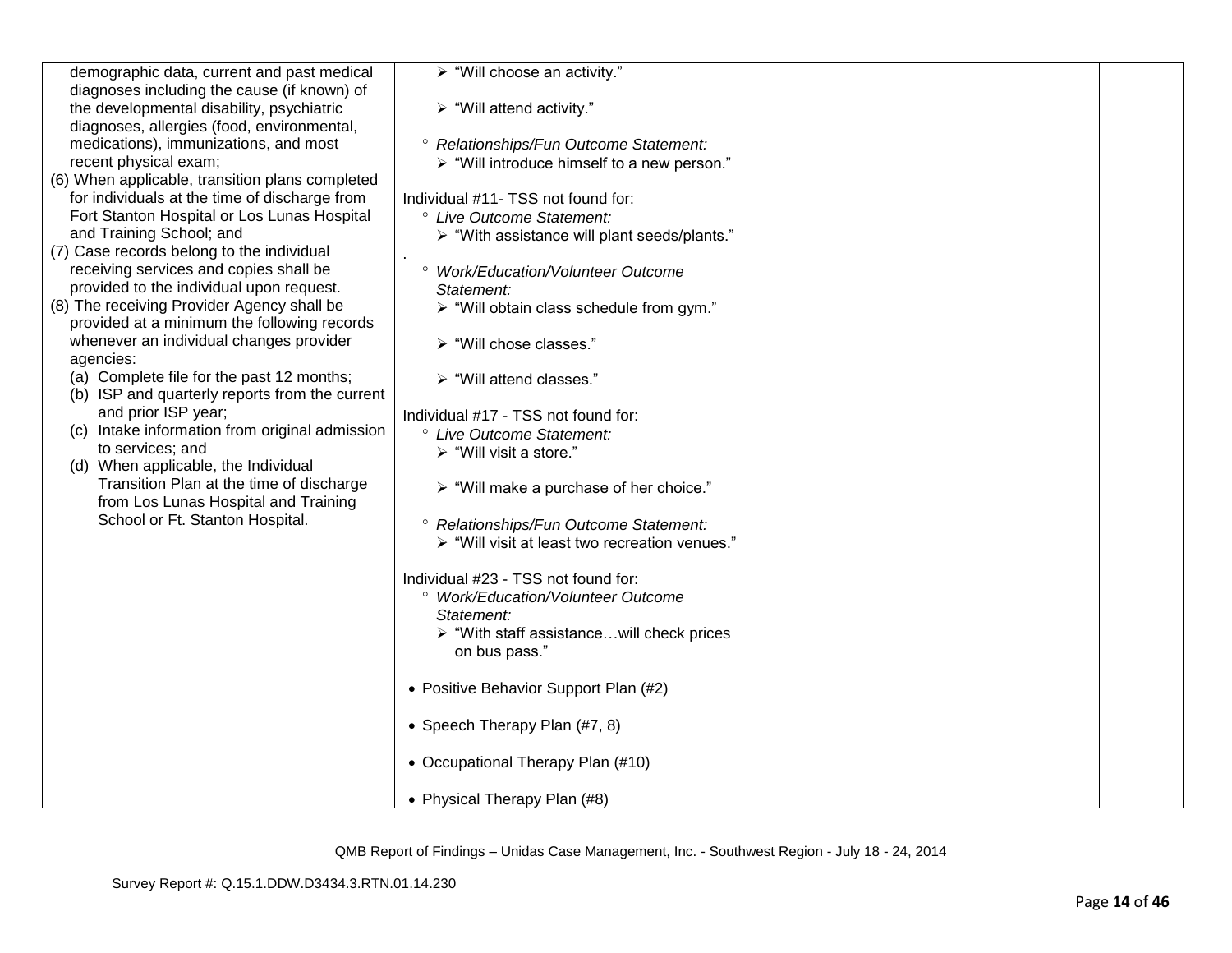| | | | |
|---|---|---|---|
| demographic data, current and past medical diagnoses including the cause (if known) of the developmental disability, psychiatric diagnoses, allergies (food, environmental, medications), immunizations, and most recent physical exam;<br>(6) When applicable, transition plans completed for individuals at the time of discharge from Fort Stanton Hospital or Los Lunas Hospital and Training School; and<br>(7) Case records belong to the individual receiving services and copies shall be provided to the individual upon request.<br>(8) The receiving Provider Agency shall be provided at a minimum the following records whenever an individual changes provider agencies:<br>(a) Complete file for the past 12 months;<br>(b) ISP and quarterly reports from the current and prior ISP year;<br>(c) Intake information from original admission to services; and<br>(d) When applicable, the Individual Transition Plan at the time of discharge from Los Lunas Hospital and Training School or Ft. Stanton Hospital. | ➢ "Will choose an activity."<br><br>➢ "Will attend activity."<br><br>° *Relationships/Fun Outcome Statement:*<br>➢ "Will introduce himself to a new person."<br><br>Individual #11- TSS not found for:<br>° *Live Outcome Statement:*<br>➢ "With assistance will plant seeds/plants."<br>.<br>° *Work/Education/Volunteer Outcome Statement:*<br>➢ "Will obtain class schedule from gym."<br><br>➢ "Will chose classes."<br><br>➢ "Will attend classes."<br><br>Individual #17 - TSS not found for:<br>° *Live Outcome Statement:*<br>➢ "Will visit a store."<br><br>➢ "Will make a purchase of her choice."<br><br>° *Relationships/Fun Outcome Statement:*<br>➢ "Will visit at least two recreation venues."<br><br>Individual #23 - TSS not found for:<br>° *Work/Education/Volunteer Outcome Statement:*<br>➢ "With staff assistance…will check prices on bus pass."<br><br>• Positive Behavior Support Plan (#2)<br><br>• Speech Therapy Plan (#7, 8)<br><br>• Occupational Therapy Plan (#10)<br><br>• Physical Therapy Plan (#8) | | |

QMB Report of Findings – Unidas Case Management, Inc. - Southwest Region - July 18 - 24, 2014

Survey Report #: Q.15.1.DDW.D3434.3.RTN.01.14.230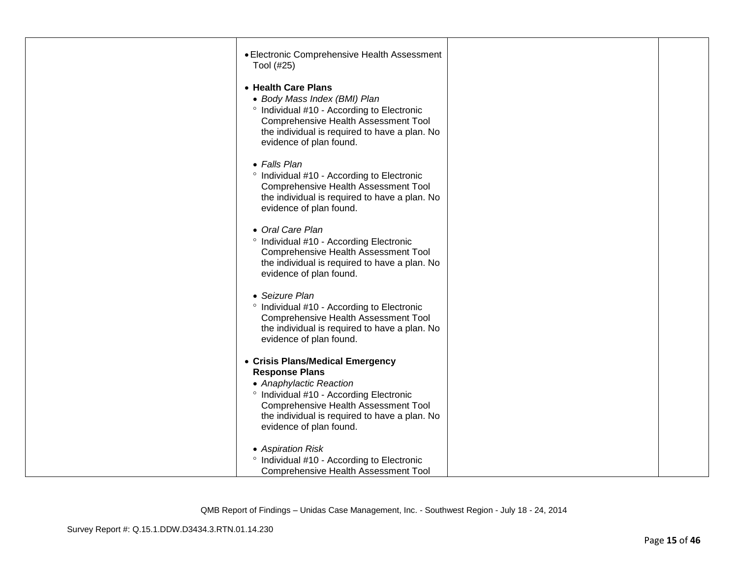| | | | |
|---|---|---|---|
| | • Electronic Comprehensive Health Assessment Tool (#25)<br><br>• **Health Care Plans**<br>• *Body Mass Index (BMI) Plan*<br>° Individual #10 - According to Electronic Comprehensive Health Assessment Tool the individual is required to have a plan. No evidence of plan found.<br><br>• *Falls Plan*<br>° Individual #10 - According to Electronic Comprehensive Health Assessment Tool the individual is required to have a plan. No evidence of plan found.<br><br>• *Oral Care Plan*<br>° Individual #10 - According Electronic Comprehensive Health Assessment Tool the individual is required to have a plan. No evidence of plan found.<br><br>• *Seizure Plan*<br>° Individual #10 - According to Electronic Comprehensive Health Assessment Tool the individual is required to have a plan. No evidence of plan found.<br><br>• **Crisis Plans/Medical Emergency Response Plans**<br>• *Anaphylactic Reaction*<br>° Individual #10 - According Electronic Comprehensive Health Assessment Tool the individual is required to have a plan. No evidence of plan found.<br><br>• *Aspiration Risk*<br>° Individual #10 - According to Electronic Comprehensive Health Assessment Tool | | |

QMB Report of Findings – Unidas Case Management, Inc. - Southwest Region - July 18 - 24, 2014

Survey Report #: Q.15.1.DDW.D3434.3.RTN.01.14.230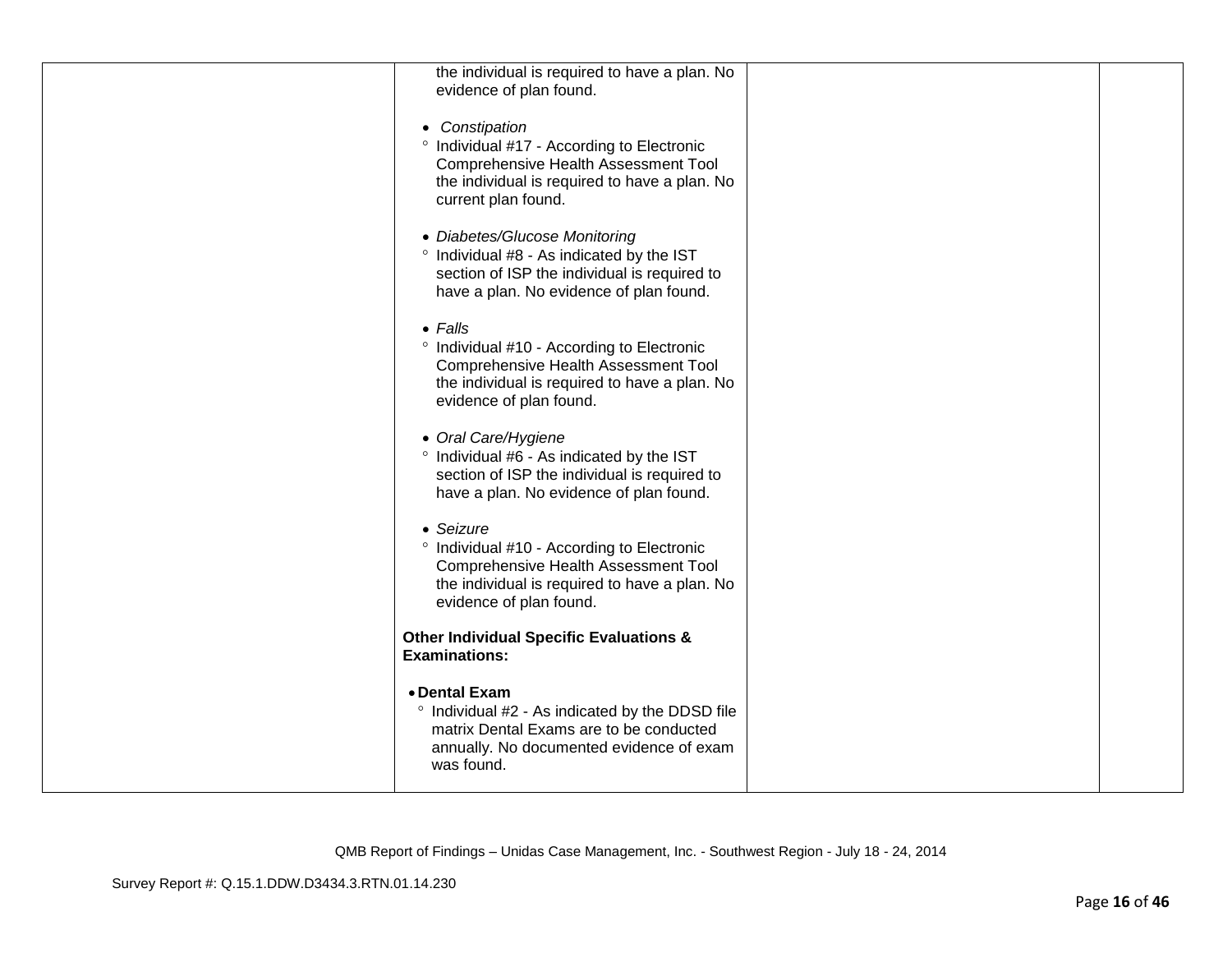| | | | |
|---|---|---|---|
| | the individual is required to have a plan. No evidence of plan found.<br><br>• *Constipation*<br>° Individual #17 - According to Electronic Comprehensive Health Assessment Tool the individual is required to have a plan. No current plan found.<br><br>• *Diabetes/Glucose Monitoring*<br>° Individual #8 - As indicated by the IST section of ISP the individual is required to have a plan. No evidence of plan found.<br><br>• *Falls*<br>° Individual #10 - According to Electronic Comprehensive Health Assessment Tool the individual is required to have a plan. No evidence of plan found.<br><br>• *Oral Care/Hygiene*<br>° Individual #6 - As indicated by the IST section of ISP the individual is required to have a plan. No evidence of plan found.<br><br>• *Seizure*<br>° Individual #10 - According to Electronic Comprehensive Health Assessment Tool the individual is required to have a plan. No evidence of plan found.<br><br>**Other Individual Specific Evaluations & Examinations:**<br><br>• **Dental Exam**<br>° Individual #2 - As indicated by the DDSD file matrix Dental Exams are to be conducted annually. No documented evidence of exam was found. | | |

QMB Report of Findings – Unidas Case Management, Inc. - Southwest Region - July 18 - 24, 2014

Survey Report #: Q.15.1.DDW.D3434.3.RTN.01.14.230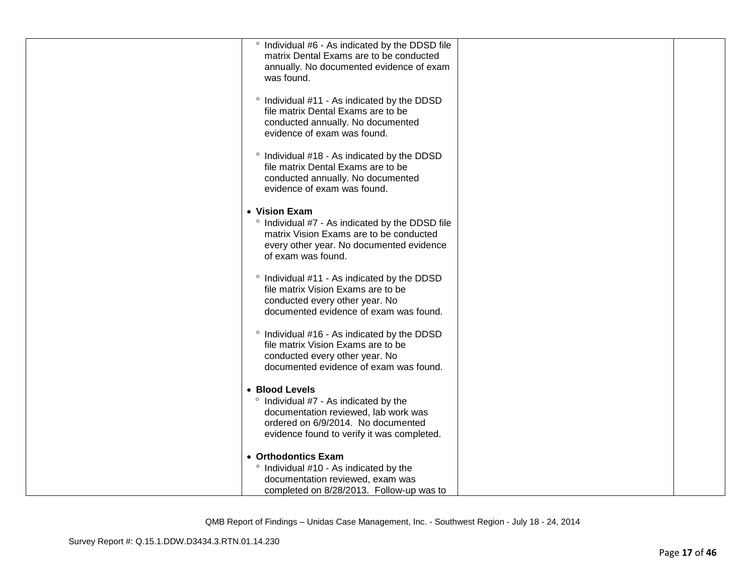| | | | |
|---|---|---|---|
| | ° Individual #6 - As indicated by the DDSD file matrix Dental Exams are to be conducted annually. No documented evidence of exam was found.<br><br>° Individual #11 - As indicated by the DDSD file matrix Dental Exams are to be conducted annually. No documented evidence of exam was found.<br><br>° Individual #18 - As indicated by the DDSD file matrix Dental Exams are to be conducted annually. No documented evidence of exam was found.<br><br>• **Vision Exam**<br>° Individual #7 - As indicated by the DDSD file matrix Vision Exams are to be conducted every other year. No documented evidence of exam was found.<br><br>° Individual #11 - As indicated by the DDSD file matrix Vision Exams are to be conducted every other year. No documented evidence of exam was found.<br><br>° Individual #16 - As indicated by the DDSD file matrix Vision Exams are to be conducted every other year. No documented evidence of exam was found.<br><br>• **Blood Levels**<br>° Individual #7 - As indicated by the documentation reviewed, lab work was ordered on 6/9/2014. No documented evidence found to verify it was completed.<br><br>• **Orthodontics Exam**<br>° Individual #10 - As indicated by the documentation reviewed, exam was completed on 8/28/2013. Follow-up was to | | |

QMB Report of Findings – Unidas Case Management, Inc. - Southwest Region - July 18 - 24, 2014

Survey Report #: Q.15.1.DDW.D3434.3.RTN.01.14.230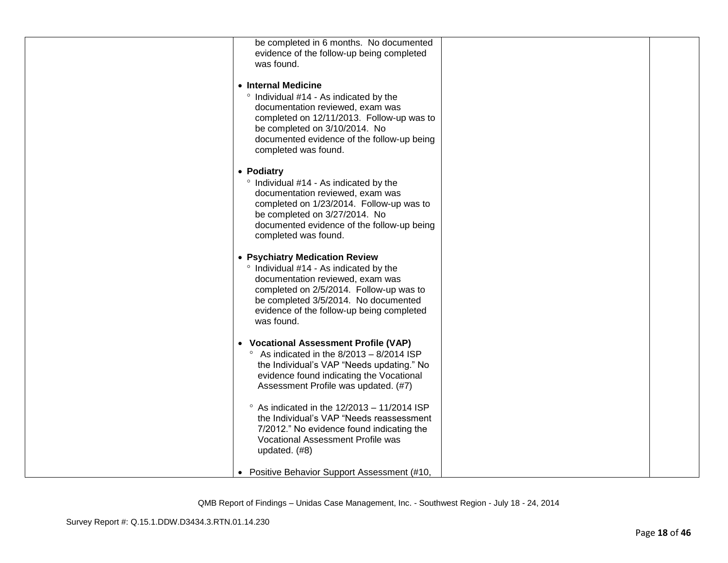| | | | |
|---|---|---|---|
| | be completed in 6 months. No documented evidence of the follow-up being completed was found.<br><br>• **Internal Medicine**<br>° Individual #14 - As indicated by the documentation reviewed, exam was completed on 12/11/2013. Follow-up was to be completed on 3/10/2014. No documented evidence of the follow-up being completed was found.<br><br>• **Podiatry**<br>° Individual #14 - As indicated by the documentation reviewed, exam was completed on 1/23/2014. Follow-up was to be completed on 3/27/2014. No documented evidence of the follow-up being completed was found.<br><br>• **Psychiatry Medication Review**<br>° Individual #14 - As indicated by the documentation reviewed, exam was completed on 2/5/2014. Follow-up was to be completed 3/5/2014. No documented evidence of the follow-up being completed was found.<br><br>• **Vocational Assessment Profile (VAP)**<br>° As indicated in the 8/2013 – 8/2014 ISP the Individual's VAP "Needs updating." No evidence found indicating the Vocational Assessment Profile was updated. (#7)<br><br>° As indicated in the 12/2013 – 11/2014 ISP the Individual's VAP "Needs reassessment 7/2012." No evidence found indicating the Vocational Assessment Profile was updated. (#8)<br><br>• Positive Behavior Support Assessment (#10, | | |

QMB Report of Findings – Unidas Case Management, Inc. - Southwest Region - July 18 - 24, 2014

Survey Report #: Q.15.1.DDW.D3434.3.RTN.01.14.230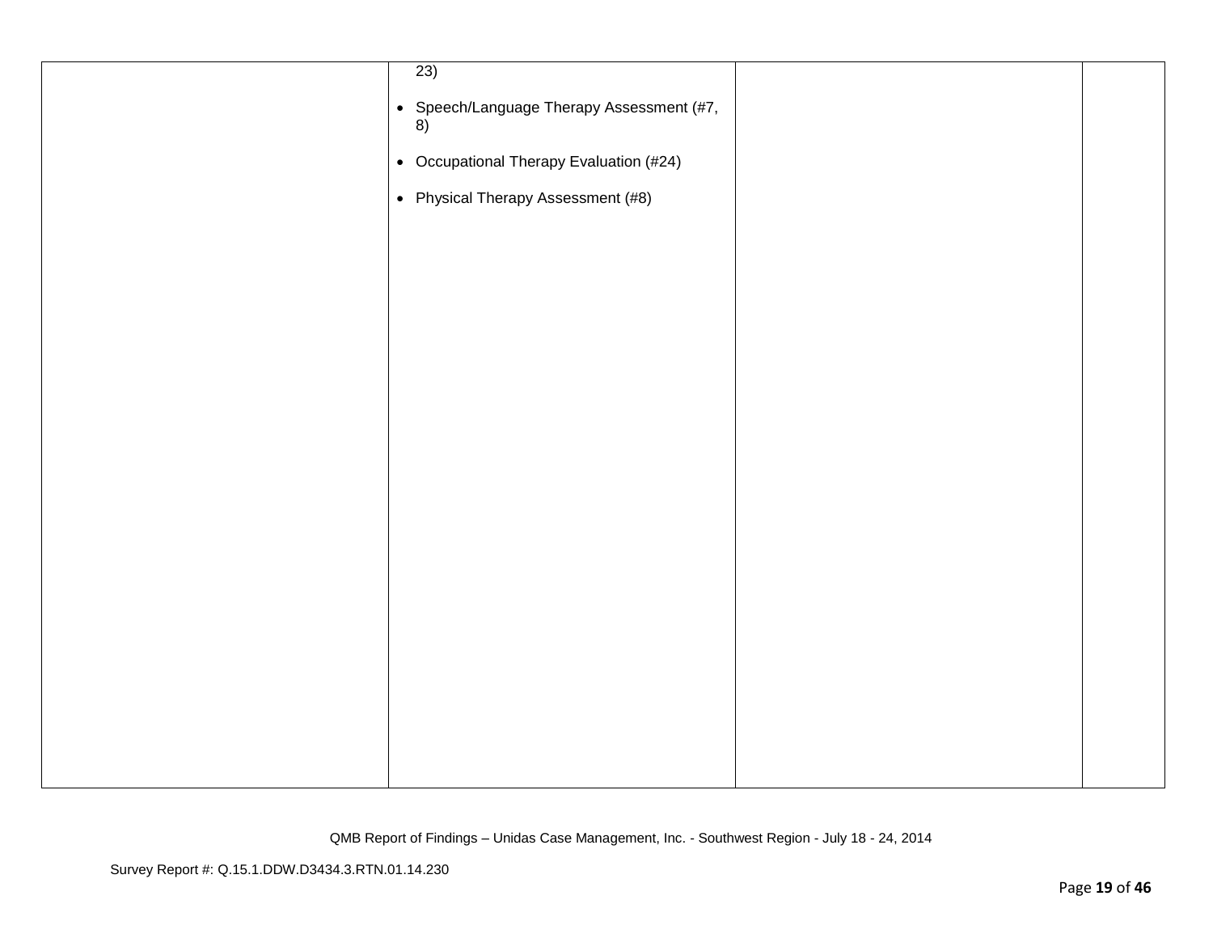| | | | |
|---|---|---|---|
| | 23)<br><br>• Speech/Language Therapy Assessment (#7, 8)<br><br>• Occupational Therapy Evaluation (#24)<br><br>• Physical Therapy Assessment (#8) | | |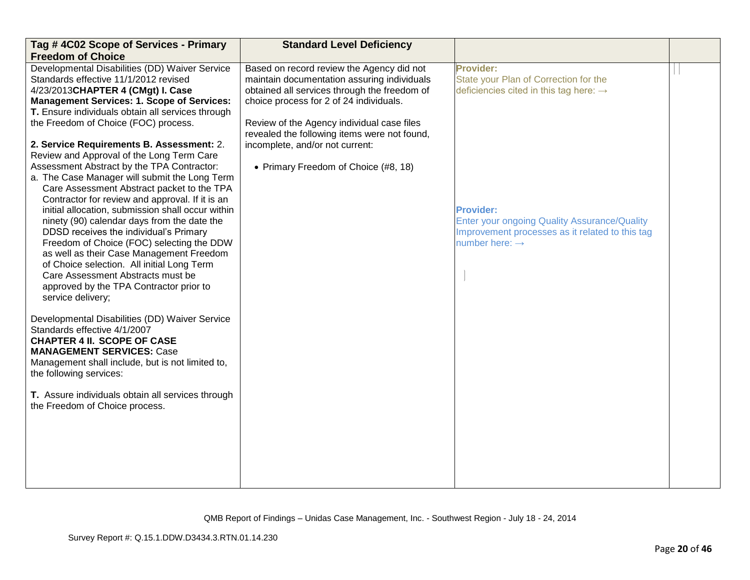| Tag # 4C02 Scope of Services - Primary Freedom of Choice | Standard Level Deficiency | | |
|---|---|---|---|
| Developmental Disabilities (DD) Waiver Service Standards effective 11/1/2012 revised 4/23/2013**CHAPTER 4 (CMgt) I. Case Management Services: 1. Scope of Services: T.** Ensure individuals obtain all services through the Freedom of Choice (FOC) process.<br><br>**2. Service Requirements B. Assessment:** 2. Review and Approval of the Long Term Care Assessment Abstract by the TPA Contractor:<br>a. The Case Manager will submit the Long Term Care Assessment Abstract packet to the TPA Contractor for review and approval. If it is an initial allocation, submission shall occur within ninety (90) calendar days from the date the DDSD receives the individual's Primary Freedom of Choice (FOC) selecting the DDW as well as their Case Management Freedom of Choice selection. All initial Long Term Care Assessment Abstracts must be approved by the TPA Contractor prior to service delivery;<br><br>Developmental Disabilities (DD) Waiver Service Standards effective 4/1/2007<br>**CHAPTER 4 II. SCOPE OF CASE MANAGEMENT SERVICES:** Case Management shall include, but is not limited to, the following services:<br><br>**T.** Assure individuals obtain all services through the Freedom of Choice process. | Based on record review the Agency did not maintain documentation assuring individuals obtained all services through the freedom of choice process for 2 of 24 individuals.<br><br>Review of the Agency individual case files revealed the following items were not found, incomplete, and/or not current:<br><br>• Primary Freedom of Choice (#8, 18) | **Provider:**<br>State your Plan of Correction for the deficiencies cited in this tag here: →<br><br>**Provider:**<br>Enter your ongoing Quality Assurance/Quality Improvement processes as it related to this tag number here: → | |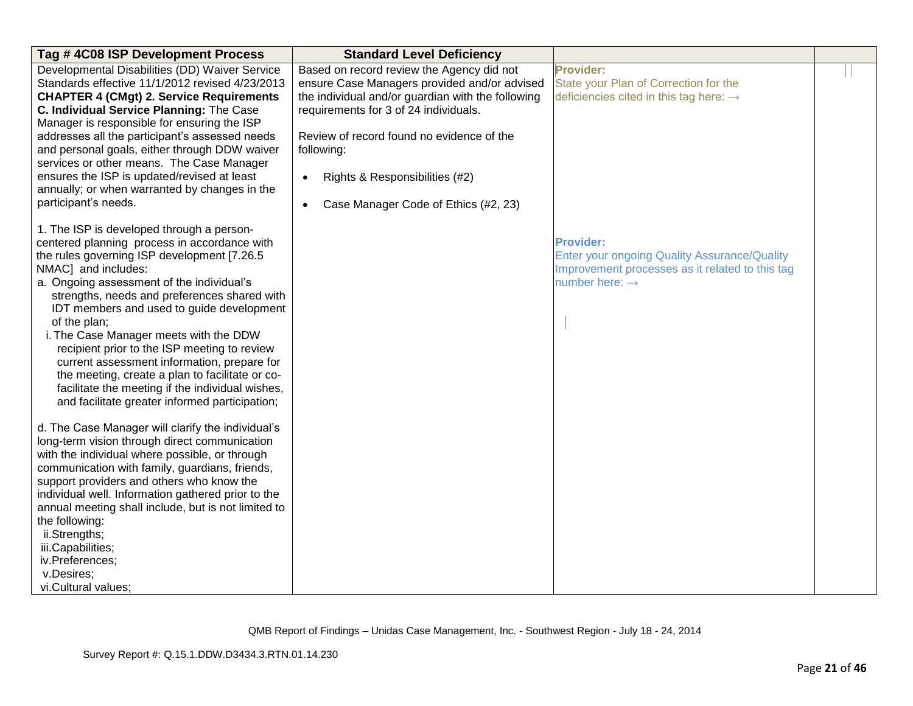| Tag # 4C08 ISP Development Process | Standard Level Deficiency | | |
|---|---|---|---|
| Developmental Disabilities (DD) Waiver Service Standards effective 11/1/2012 revised 4/23/2013 **CHAPTER 4 (CMgt) 2. Service Requirements C. Individual Service Planning:** The Case Manager is responsible for ensuring the ISP addresses all the participant's assessed needs and personal goals, either through DDW waiver services or other means. The Case Manager ensures the ISP is updated/revised at least annually; or when warranted by changes in the participant's needs.<br><br>1. The ISP is developed through a person-centered planning process in accordance with the rules governing ISP development [7.26.5 NMAC] and includes:<br>a. Ongoing assessment of the individual's strengths, needs and preferences shared with IDT members and used to guide development of the plan;<br>i. The Case Manager meets with the DDW recipient prior to the ISP meeting to review current assessment information, prepare for the meeting, create a plan to facilitate or co-facilitate the meeting if the individual wishes, and facilitate greater informed participation;<br><br>d. The Case Manager will clarify the individual's long-term vision through direct communication with the individual where possible, or through communication with family, guardians, friends, support providers and others who know the individual well. Information gathered prior to the annual meeting shall include, but is not limited to the following:<br>ii. Strengths;<br>iii. Capabilities;<br>iv. Preferences;<br>v. Desires;<br>vi. Cultural values; | Based on record review the Agency did not ensure Case Managers provided and/or advised the individual and/or guardian with the following requirements for 3 of 24 individuals.<br><br>Review of record found no evidence of the following:<br><br>• Rights & Responsibilities (#2)<br><br>• Case Manager Code of Ethics (#2, 23) | **Provider:**<br>State your Plan of Correction for the deficiencies cited in this tag here: →<br><br><br><br>**Provider:**<br>Enter your ongoing Quality Assurance/Quality Improvement processes as it related to this tag number here: → | |

QMB Report of Findings – Unidas Case Management, Inc. - Southwest Region - July 18 - 24, 2014

Survey Report #: Q.15.1.DDW.D3434.3.RTN.01.14.230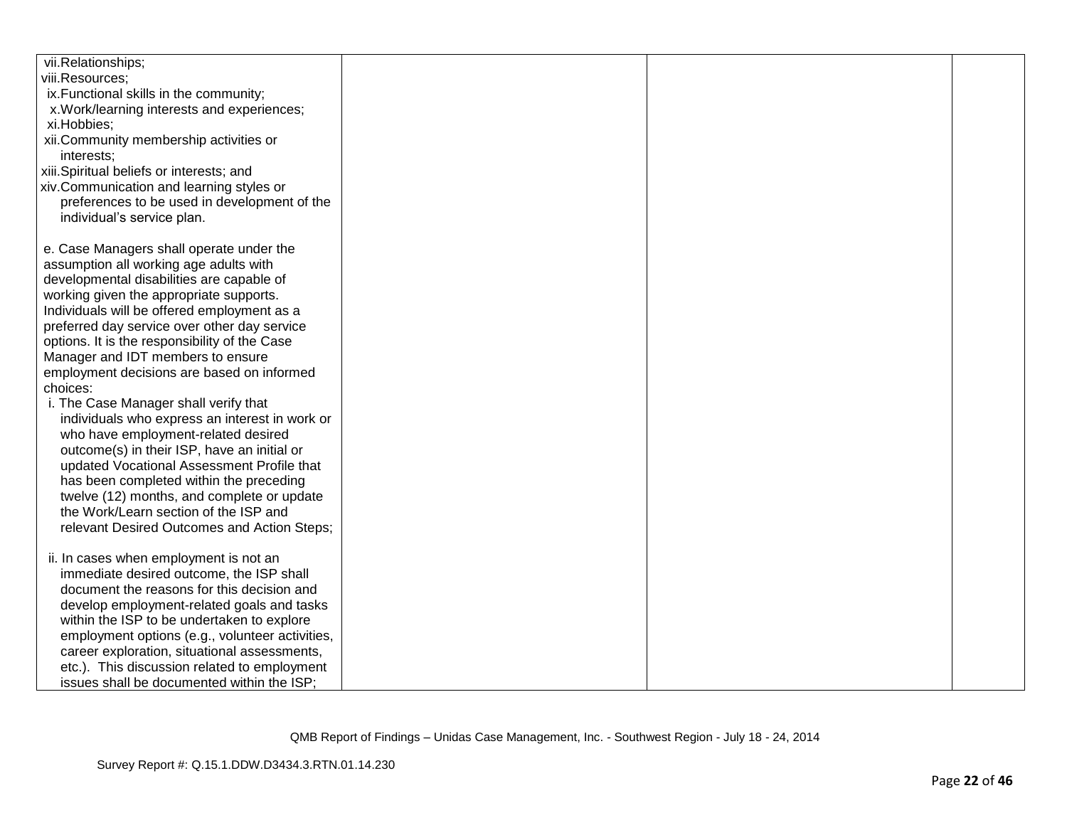| | | | |
|---|---|---|---|
| vii. Relationships;<br>viii. Resources;<br>ix. Functional skills in the community;<br>x. Work/learning interests and experiences;<br>xi. Hobbies;<br>xii. Community membership activities or interests;<br>xiii. Spiritual beliefs or interests; and<br>xiv. Communication and learning styles or preferences to be used in development of the individual's service plan.<br><br>e. Case Managers shall operate under the assumption all working age adults with developmental disabilities are capable of working given the appropriate supports. Individuals will be offered employment as a preferred day service over other day service options. It is the responsibility of the Case Manager and IDT members to ensure employment decisions are based on informed choices:<br>i. The Case Manager shall verify that individuals who express an interest in work or who have employment-related desired outcome(s) in their ISP, have an initial or updated Vocational Assessment Profile that has been completed within the preceding twelve (12) months, and complete or update the Work/Learn section of the ISP and relevant Desired Outcomes and Action Steps;<br><br>ii. In cases when employment is not an immediate desired outcome, the ISP shall document the reasons for this decision and develop employment-related goals and tasks within the ISP to be undertaken to explore employment options (e.g., volunteer activities, career exploration, situational assessments, etc.). This discussion related to employment issues shall be documented within the ISP; | | | |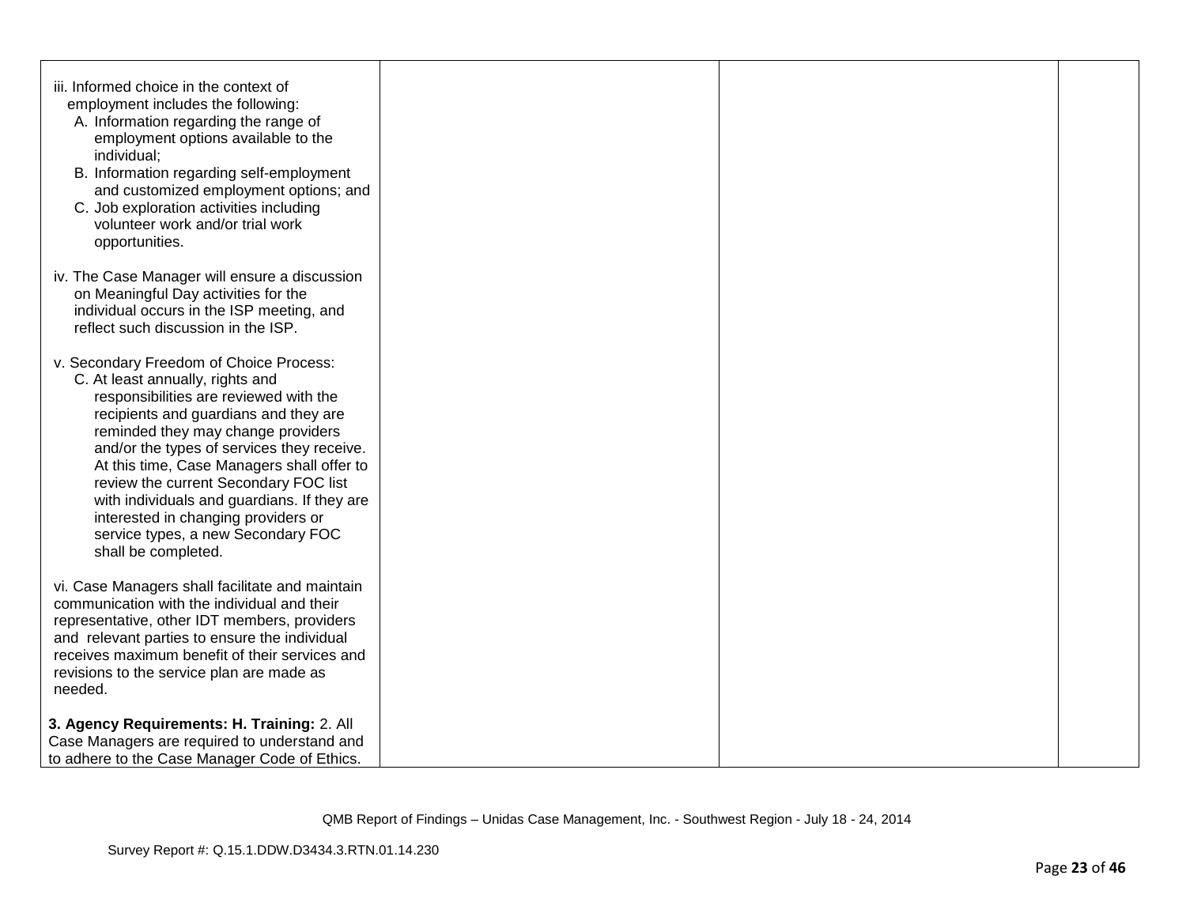| | | | |
|---|---|---|---|
| iii. Informed choice in the context of employment includes the following:<br>A. Information regarding the range of employment options available to the individual;<br>B. Information regarding self-employment and customized employment options; and<br>C. Job exploration activities including volunteer work and/or trial work opportunities.<br><br>iv. The Case Manager will ensure a discussion on Meaningful Day activities for the individual occurs in the ISP meeting, and reflect such discussion in the ISP.<br><br>v. Secondary Freedom of Choice Process:<br>C. At least annually, rights and responsibilities are reviewed with the recipients and guardians and they are reminded they may change providers and/or the types of services they receive. At this time, Case Managers shall offer to review the current Secondary FOC list with individuals and guardians. If they are interested in changing providers or service types, a new Secondary FOC shall be completed.<br><br>vi. Case Managers shall facilitate and maintain communication with the individual and their representative, other IDT members, providers and relevant parties to ensure the individual receives maximum benefit of their services and revisions to the service plan are made as needed.<br><br>**3. Agency Requirements: H. Training:** 2. All Case Managers are required to understand and to adhere to the Case Manager Code of Ethics. | | | |

QMB Report of Findings – Unidas Case Management, Inc. - Southwest Region - July 18 - 24, 2014

Survey Report #: Q.15.1.DDW.D3434.3.RTN.01.14.230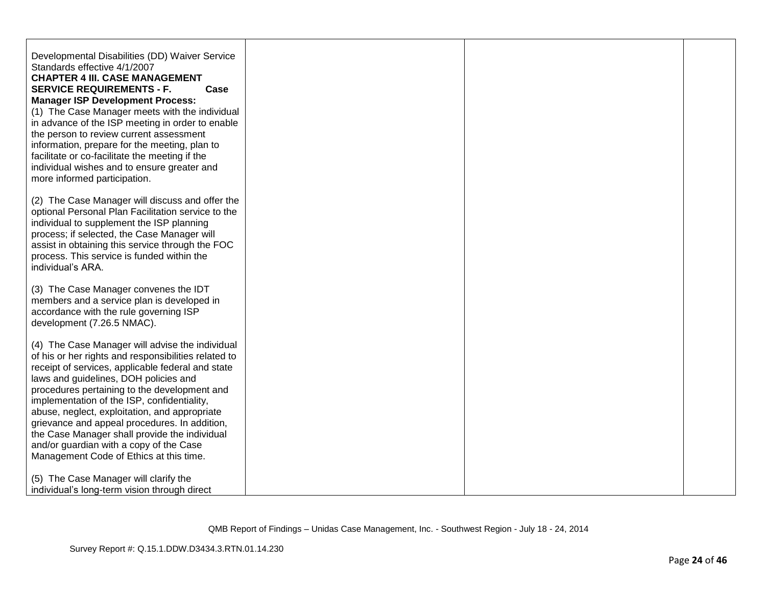| | | | |
|---|---|---|---|
| Developmental Disabilities (DD) Waiver Service Standards effective 4/1/2007<br>**CHAPTER 4 III. CASE MANAGEMENT SERVICE REQUIREMENTS - F. Case Manager ISP Development Process:**<br>(1) The Case Manager meets with the individual in advance of the ISP meeting in order to enable the person to review current assessment information, prepare for the meeting, plan to facilitate or co-facilitate the meeting if the individual wishes and to ensure greater and more informed participation.<br><br>(2) The Case Manager will discuss and offer the optional Personal Plan Facilitation service to the individual to supplement the ISP planning process; if selected, the Case Manager will assist in obtaining this service through the FOC process. This service is funded within the individual's ARA.<br><br>(3) The Case Manager convenes the IDT members and a service plan is developed in accordance with the rule governing ISP development (7.26.5 NMAC).<br><br>(4) The Case Manager will advise the individual of his or her rights and responsibilities related to receipt of services, applicable federal and state laws and guidelines, DOH policies and procedures pertaining to the development and implementation of the ISP, confidentiality, abuse, neglect, exploitation, and appropriate grievance and appeal procedures. In addition, the Case Manager shall provide the individual and/or guardian with a copy of the Case Management Code of Ethics at this time.<br><br>(5) The Case Manager will clarify the individual's long-term vision through direct | | | |

QMB Report of Findings – Unidas Case Management, Inc. - Southwest Region - July 18 - 24, 2014

Survey Report #: Q.15.1.DDW.D3434.3.RTN.01.14.230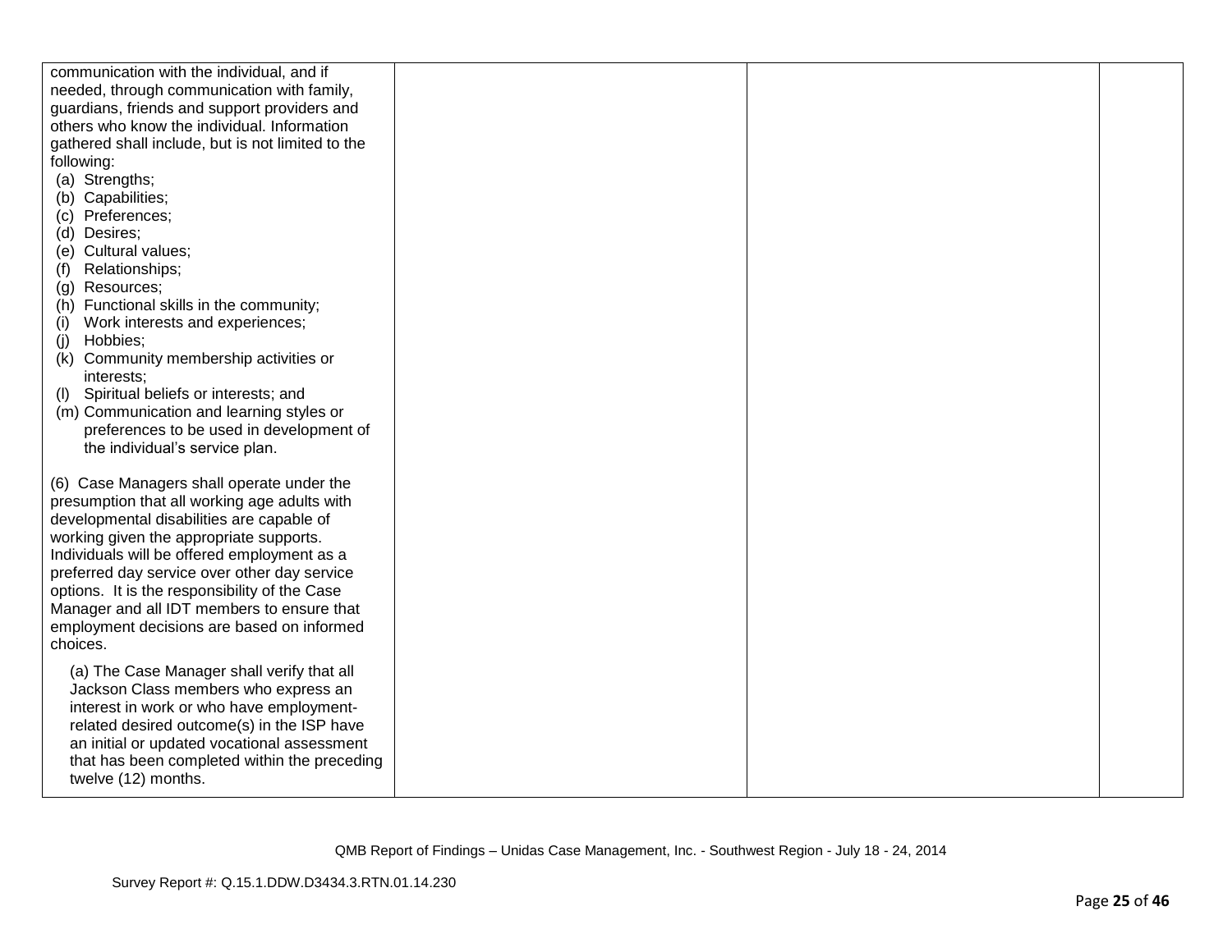| | | | |
|---|---|---|---|
| communication with the individual, and if needed, through communication with family, guardians, friends and support providers and others who know the individual. Information gathered shall include, but is not limited to the following:<br>(a) Strengths;<br>(b) Capabilities;<br>(c) Preferences;<br>(d) Desires;<br>(e) Cultural values;<br>(f) Relationships;<br>(g) Resources;<br>(h) Functional skills in the community;<br>(i) Work interests and experiences;<br>(j) Hobbies;<br>(k) Community membership activities or interests;<br>(l) Spiritual beliefs or interests; and<br>(m) Communication and learning styles or preferences to be used in development of the individual's service plan.<br><br>(6) Case Managers shall operate under the presumption that all working age adults with developmental disabilities are capable of working given the appropriate supports. Individuals will be offered employment as a preferred day service over other day service options. It is the responsibility of the Case Manager and all IDT members to ensure that employment decisions are based on informed choices.<br><br>(a) The Case Manager shall verify that all Jackson Class members who express an interest in work or who have employment-related desired outcome(s) in the ISP have an initial or updated vocational assessment that has been completed within the preceding twelve (12) months. | | | |

QMB Report of Findings – Unidas Case Management, Inc. - Southwest Region - July 18 - 24, 2014

Survey Report #: Q.15.1.DDW.D3434.3.RTN.01.14.230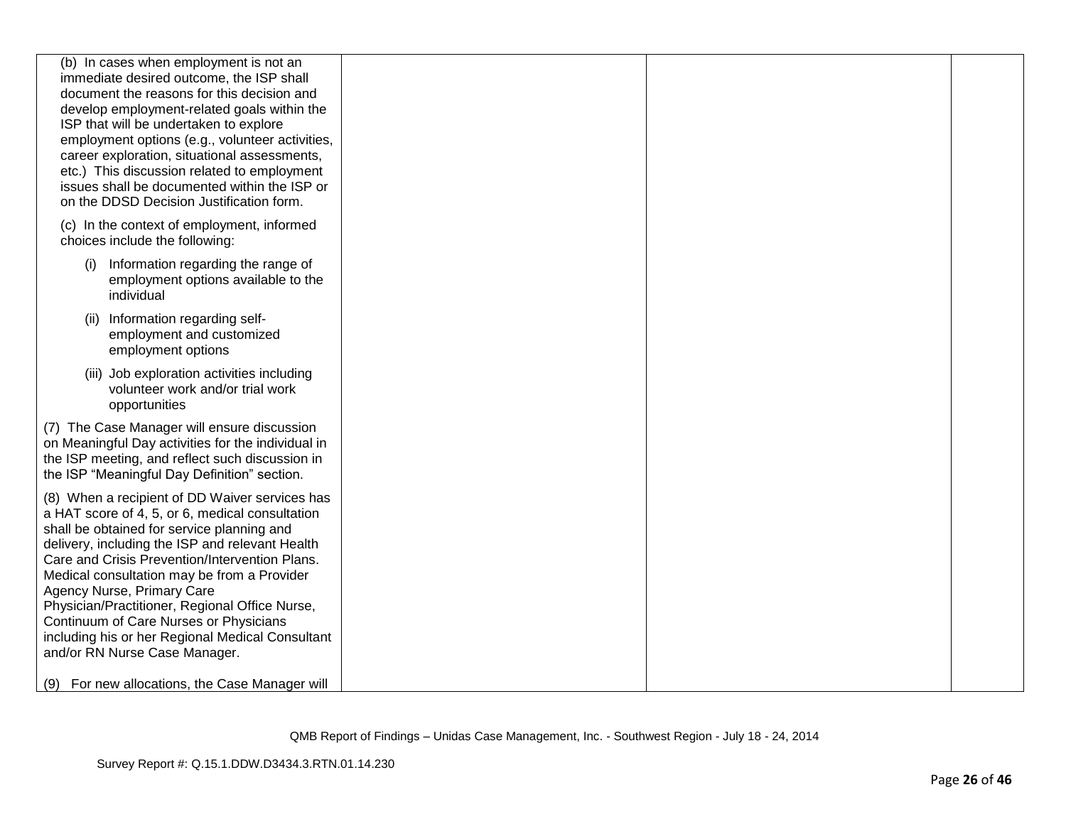| | | | |
|---|---|---|---|
| (b) In cases when employment is not an immediate desired outcome, the ISP shall document the reasons for this decision and develop employment-related goals within the ISP that will be undertaken to explore employment options (e.g., volunteer activities, career exploration, situational assessments, etc.) This discussion related to employment issues shall be documented within the ISP or on the DDSD Decision Justification form.<br><br>(c) In the context of employment, informed choices include the following:<br><br>(i) Information regarding the range of employment options available to the individual<br><br>(ii) Information regarding self-employment and customized employment options<br><br>(iii) Job exploration activities including volunteer work and/or trial work opportunities<br><br>(7) The Case Manager will ensure discussion on Meaningful Day activities for the individual in the ISP meeting, and reflect such discussion in the ISP "Meaningful Day Definition" section.<br><br>(8) When a recipient of DD Waiver services has a HAT score of 4, 5, or 6, medical consultation shall be obtained for service planning and delivery, including the ISP and relevant Health Care and Crisis Prevention/Intervention Plans. Medical consultation may be from a Provider Agency Nurse, Primary Care Physician/Practitioner, Regional Office Nurse, Continuum of Care Nurses or Physicians including his or her Regional Medical Consultant and/or RN Nurse Case Manager.<br><br>(9) For new allocations, the Case Manager will | | | |

QMB Report of Findings – Unidas Case Management, Inc. - Southwest Region - July 18 - 24, 2014

Survey Report #: Q.15.1.DDW.D3434.3.RTN.01.14.230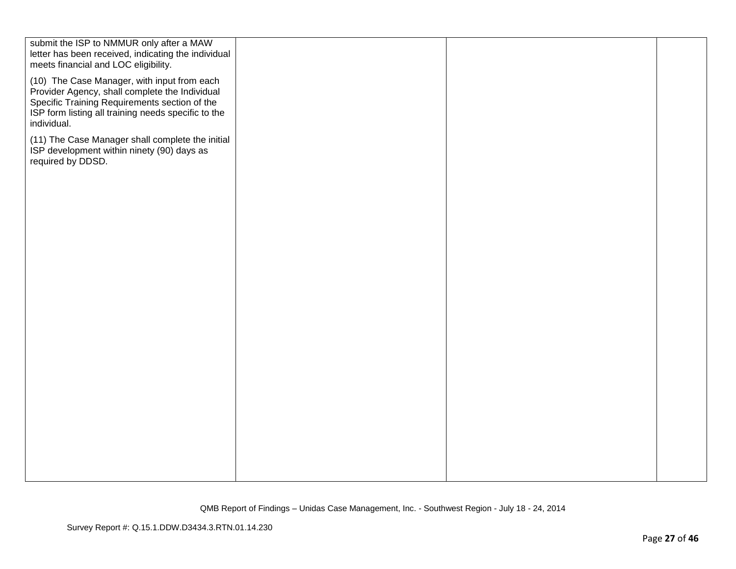| | | | |
|---|---|---|---|
| submit the ISP to NMMUR only after a MAW letter has been received, indicating the individual meets financial and LOC eligibility.<br><br>(10) The Case Manager, with input from each Provider Agency, shall complete the Individual Specific Training Requirements section of the ISP form listing all training needs specific to the individual.<br><br>(11) The Case Manager shall complete the initial ISP development within ninety (90) days as required by DDSD. | | | |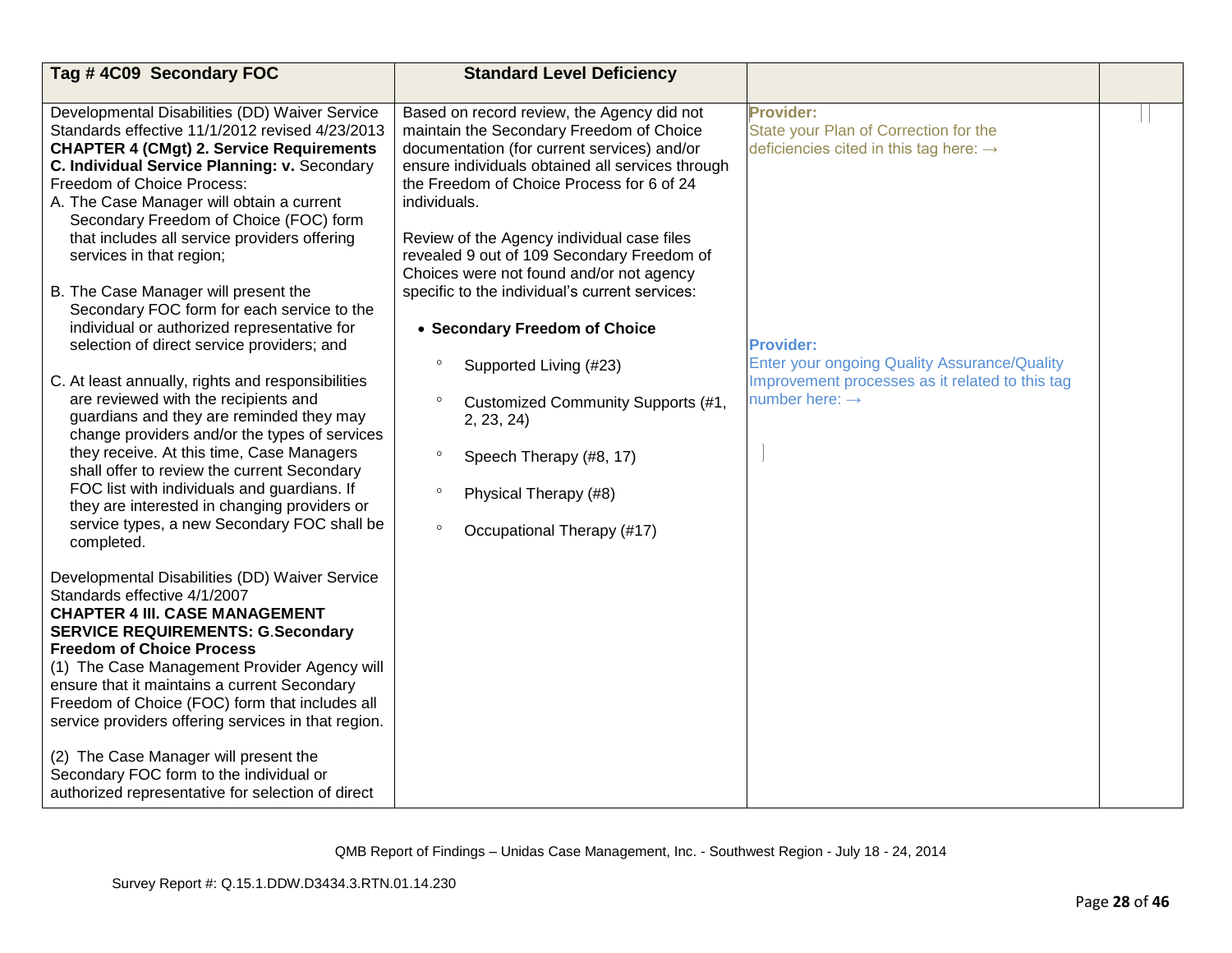| Tag # 4C09 Secondary FOC | Standard Level Deficiency | | |
|---|---|---|---|
| Developmental Disabilities (DD) Waiver Service Standards effective 11/1/2012 revised 4/23/2013 **CHAPTER 4 (CMgt) 2. Service Requirements C. Individual Service Planning: v.** Secondary Freedom of Choice Process:<br>A. The Case Manager will obtain a current Secondary Freedom of Choice (FOC) form that includes all service providers offering services in that region;<br><br>B. The Case Manager will present the Secondary FOC form for each service to the individual or authorized representative for selection of direct service providers; and<br><br>C. At least annually, rights and responsibilities are reviewed with the recipients and guardians and they are reminded they may change providers and/or the types of services they receive. At this time, Case Managers shall offer to review the current Secondary FOC list with individuals and guardians. If they are interested in changing providers or service types, a new Secondary FOC shall be completed.<br><br>Developmental Disabilities (DD) Waiver Service Standards effective 4/1/2007<br>**CHAPTER 4 III. CASE MANAGEMENT SERVICE REQUIREMENTS: G.Secondary Freedom of Choice Process**<br>(1) The Case Management Provider Agency will ensure that it maintains a current Secondary Freedom of Choice (FOC) form that includes all service providers offering services in that region.<br><br>(2) The Case Manager will present the Secondary FOC form to the individual or authorized representative for selection of direct | Based on record review, the Agency did not maintain the Secondary Freedom of Choice documentation (for current services) and/or ensure individuals obtained all services through the Freedom of Choice Process for 6 of 24 individuals.<br><br>Review of the Agency individual case files revealed 9 out of 109 Secondary Freedom of Choices were not found and/or not agency specific to the individual's current services:<br><br>• **Secondary Freedom of Choice**<br>  ◦ Supported Living (#23)<br>  ◦ Customized Community Supports (#1, 2, 23, 24)<br>  ◦ Speech Therapy (#8, 17)<br>  ◦ Physical Therapy (#8)<br>  ◦ Occupational Therapy (#17) | **Provider:**<br>State your Plan of Correction for the deficiencies cited in this tag here: →<br><br>**Provider:**<br>Enter your ongoing Quality Assurance/Quality Improvement processes as it related to this tag number here: → | |

QMB Report of Findings – Unidas Case Management, Inc. - Southwest Region - July 18 - 24, 2014

Survey Report #: Q.15.1.DDW.D3434.3.RTN.01.14.230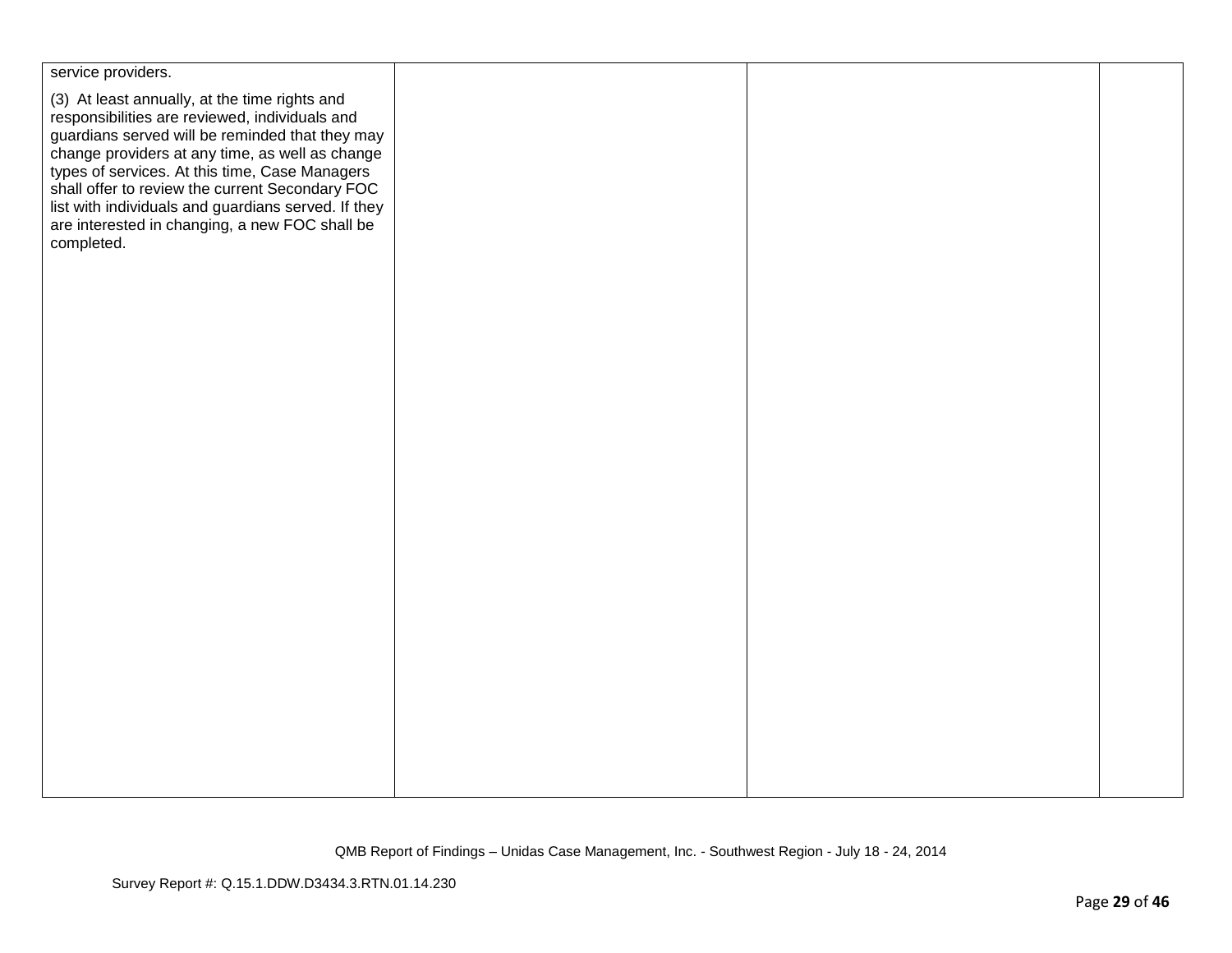| | | | |
|---|---|---|---|
| service providers.<br><br>(3) At least annually, at the time rights and responsibilities are reviewed, individuals and guardians served will be reminded that they may change providers at any time, as well as change types of services. At this time, Case Managers shall offer to review the current Secondary FOC list with individuals and guardians served. If they are interested in changing, a new FOC shall be completed. | | | |

QMB Report of Findings – Unidas Case Management, Inc. - Southwest Region - July 18 - 24, 2014

Survey Report #: Q.15.1.DDW.D3434.3.RTN.01.14.230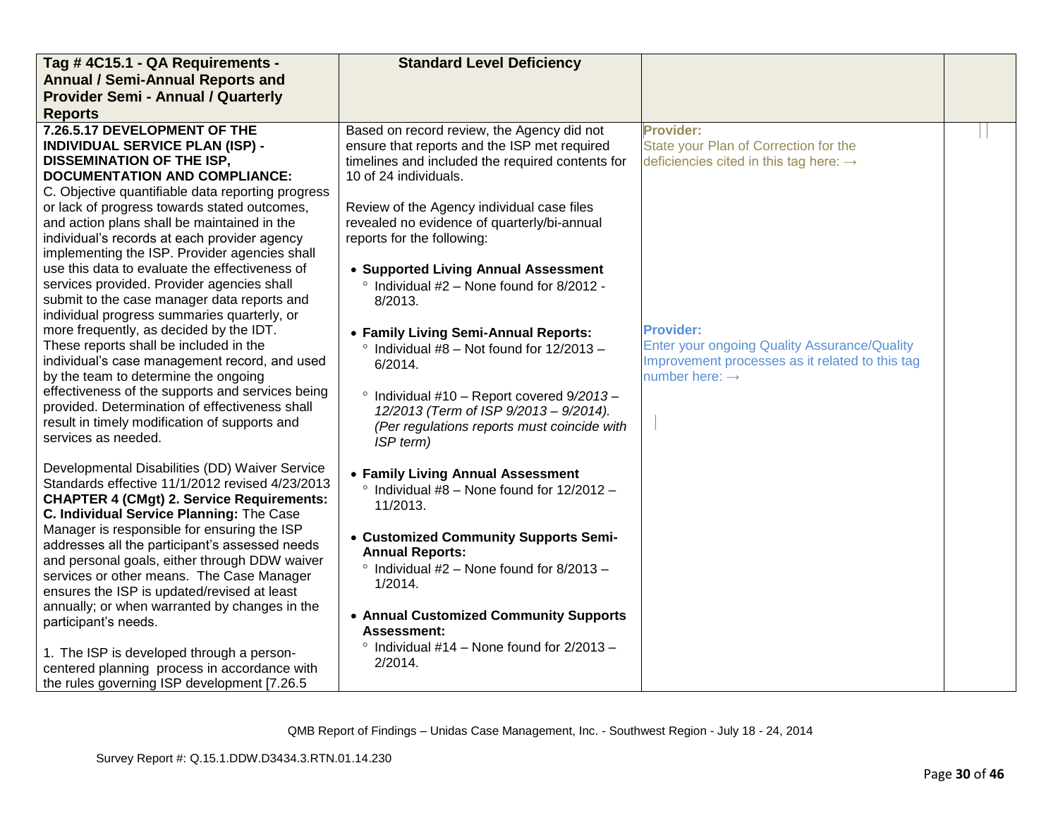| Tag # 4C15.1 - QA Requirements - Annual / Semi-Annual Reports and Provider Semi - Annual / Quarterly Reports | Standard Level Deficiency | | |
|---|---|---|---|
| **7.26.5.17 DEVELOPMENT OF THE INDIVIDUAL SERVICE PLAN (ISP) - DISSEMINATION OF THE ISP, DOCUMENTATION AND COMPLIANCE:**<br>C. Objective quantifiable data reporting progress or lack of progress towards stated outcomes, and action plans shall be maintained in the individual's records at each provider agency implementing the ISP. Provider agencies shall use this data to evaluate the effectiveness of services provided. Provider agencies shall submit to the case manager data reports and individual progress summaries quarterly, or more frequently, as decided by the IDT. These reports shall be included in the individual's case management record, and used by the team to determine the ongoing effectiveness of the supports and services being provided. Determination of effectiveness shall result in timely modification of supports and services as needed.<br><br>Developmental Disabilities (DD) Waiver Service Standards effective 11/1/2012 revised 4/23/2013 **CHAPTER 4 (CMgt) 2. Service Requirements: C. Individual Service Planning:** The Case Manager is responsible for ensuring the ISP addresses all the participant's assessed needs and personal goals, either through DDW waiver services or other means. The Case Manager ensures the ISP is updated/revised at least annually; or when warranted by changes in the participant's needs.<br><br>1. The ISP is developed through a person-centered planning process in accordance with the rules governing ISP development [7.26.5 | Based on record review, the Agency did not ensure that reports and the ISP met required timelines and included the required contents for 10 of 24 individuals.<br><br>Review of the Agency individual case files revealed no evidence of quarterly/bi-annual reports for the following:<br><br>• **Supported Living Annual Assessment**<br>° Individual #2 – None found for 8/2012 - 8/2013.<br><br>• **Family Living Semi-Annual Reports:**<br>° Individual #8 – Not found for 12/2013 – 6/2014.<br><br>° Individual #10 – Report covered 9*/2013 – 12/2013 (Term of ISP 9/2013 – 9/2014). (Per regulations reports must coincide with ISP term)*<br><br>• **Family Living Annual Assessment**<br>° Individual #8 – None found for 12/2012 – 11/2013.<br><br>• **Customized Community Supports Semi-Annual Reports:**<br>° Individual #2 – None found for 8/2013 – 1/2014.<br><br>• **Annual Customized Community Supports Assessment:**<br>° Individual #14 – None found for 2/2013 – 2/2014. | **Provider:**<br>State your Plan of Correction for the deficiencies cited in this tag here: →<br><br>**Provider:**<br>Enter your ongoing Quality Assurance/Quality Improvement processes as it related to this tag number here: → | |

QMB Report of Findings – Unidas Case Management, Inc. - Southwest Region - July 18 - 24, 2014

Survey Report #: Q.15.1.DDW.D3434.3.RTN.01.14.230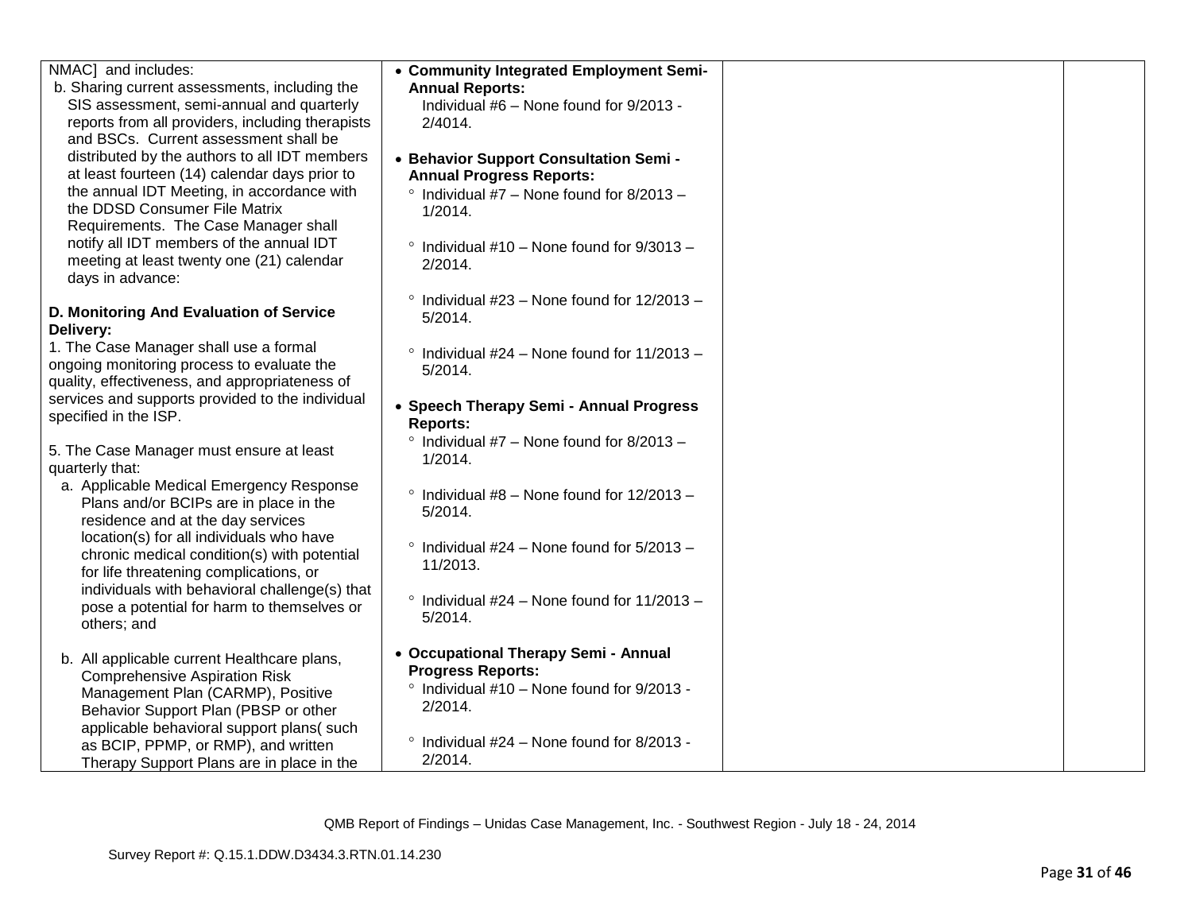| | | | |
|---|---|---|---|
| NMAC] and includes:<br>b. Sharing current assessments, including the SIS assessment, semi-annual and quarterly reports from all providers, including therapists and BSCs. Current assessment shall be distributed by the authors to all IDT members at least fourteen (14) calendar days prior to the annual IDT Meeting, in accordance with the DDSD Consumer File Matrix Requirements. The Case Manager shall notify all IDT members of the annual IDT meeting at least twenty one (21) calendar days in advance:<br><br>**D. Monitoring And Evaluation of Service Delivery:**<br>1. The Case Manager shall use a formal ongoing monitoring process to evaluate the quality, effectiveness, and appropriateness of services and supports provided to the individual specified in the ISP.<br><br>5. The Case Manager must ensure at least quarterly that:<br>a. Applicable Medical Emergency Response Plans and/or BCIPs are in place in the residence and at the day services location(s) for all individuals who have chronic medical condition(s) with potential for life threatening complications, or individuals with behavioral challenge(s) that pose a potential for harm to themselves or others; and<br><br>b. All applicable current Healthcare plans, Comprehensive Aspiration Risk Management Plan (CARMP), Positive Behavior Support Plan (PBSP or other applicable behavioral support plans( such as BCIP, PPMP, or RMP), and written Therapy Support Plans are in place in the | • **Community Integrated Employment Semi-Annual Reports:**<br>Individual #6 – None found for 9/2013 - 2/4014.<br><br>• **Behavior Support Consultation Semi - Annual Progress Reports:**<br>° Individual #7 – None found for 8/2013 – 1/2014.<br><br>° Individual #10 – None found for 9/3013 – 2/2014.<br><br>° Individual #23 – None found for 12/2013 – 5/2014.<br><br>° Individual #24 – None found for 11/2013 – 5/2014.<br><br>• **Speech Therapy Semi - Annual Progress Reports:**<br>° Individual #7 – None found for 8/2013 – 1/2014.<br><br>° Individual #8 – None found for 12/2013 – 5/2014.<br><br>° Individual #24 – None found for 5/2013 – 11/2013.<br><br>° Individual #24 – None found for 11/2013 – 5/2014.<br><br>• **Occupational Therapy Semi - Annual Progress Reports:**<br>° Individual #10 – None found for 9/2013 - 2/2014.<br><br>° Individual #24 – None found for 8/2013 - 2/2014. | | |

QMB Report of Findings – Unidas Case Management, Inc. - Southwest Region - July 18 - 24, 2014

Survey Report #: Q.15.1.DDW.D3434.3.RTN.01.14.230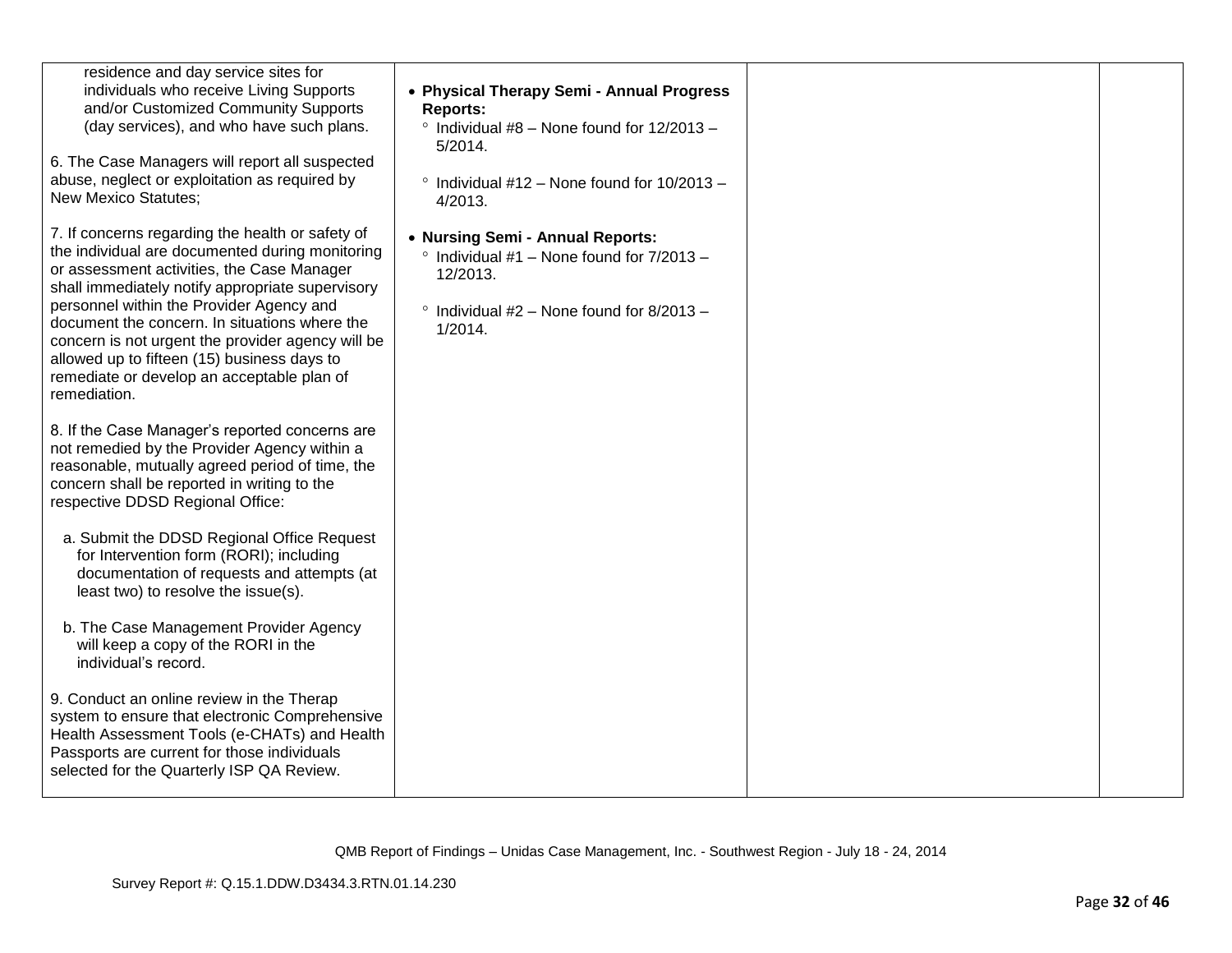| | | | |
|---|---|---|---|
| residence and day service sites for individuals who receive Living Supports and/or Customized Community Supports (day services), and who have such plans.<br><br>6. The Case Managers will report all suspected abuse, neglect or exploitation as required by New Mexico Statutes;<br><br>7. If concerns regarding the health or safety of the individual are documented during monitoring or assessment activities, the Case Manager shall immediately notify appropriate supervisory personnel within the Provider Agency and document the concern. In situations where the concern is not urgent the provider agency will be allowed up to fifteen (15) business days to remediate or develop an acceptable plan of remediation.<br><br>8. If the Case Manager's reported concerns are not remedied by the Provider Agency within a reasonable, mutually agreed period of time, the concern shall be reported in writing to the respective DDSD Regional Office:<br><br>a. Submit the DDSD Regional Office Request for Intervention form (RORI); including documentation of requests and attempts (at least two) to resolve the issue(s).<br><br>b. The Case Management Provider Agency will keep a copy of the RORI in the individual's record.<br><br>9. Conduct an online review in the Therap system to ensure that electronic Comprehensive Health Assessment Tools (e-CHATs) and Health Passports are current for those individuals selected for the Quarterly ISP QA Review. | • **Physical Therapy Semi - Annual Progress Reports:**<br>° Individual #8 – None found for 12/2013 – 5/2014.<br><br>° Individual #12 – None found for 10/2013 – 4/2013.<br><br>• **Nursing Semi - Annual Reports:**<br>° Individual #1 – None found for 7/2013 – 12/2013.<br><br>° Individual #2 – None found for 8/2013 – 1/2014. | | |

QMB Report of Findings – Unidas Case Management, Inc. - Southwest Region - July 18 - 24, 2014

Survey Report #: Q.15.1.DDW.D3434.3.RTN.01.14.230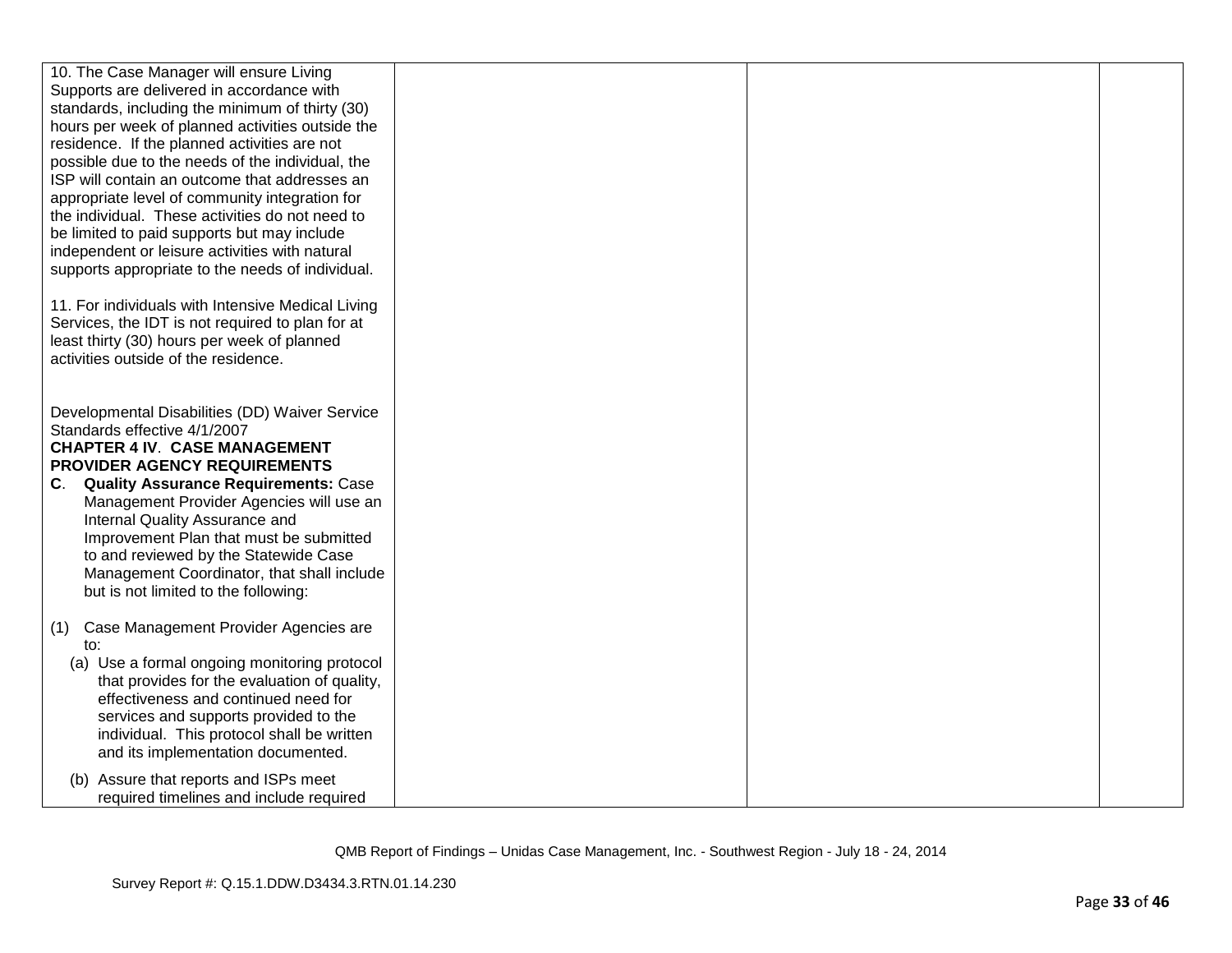| | | | |
|---|---|---|---|
| 10. The Case Manager will ensure Living Supports are delivered in accordance with standards, including the minimum of thirty (30) hours per week of planned activities outside the residence. If the planned activities are not possible due to the needs of the individual, the ISP will contain an outcome that addresses an appropriate level of community integration for the individual. These activities do not need to be limited to paid supports but may include independent or leisure activities with natural supports appropriate to the needs of individual.<br><br>11. For individuals with Intensive Medical Living Services, the IDT is not required to plan for at least thirty (30) hours per week of planned activities outside of the residence.<br><br>Developmental Disabilities (DD) Waiver Service Standards effective 4/1/2007<br>**CHAPTER 4 IV. CASE MANAGEMENT PROVIDER AGENCY REQUIREMENTS**<br>**C. Quality Assurance Requirements:** Case Management Provider Agencies will use an Internal Quality Assurance and Improvement Plan that must be submitted to and reviewed by the Statewide Case Management Coordinator, that shall include but is not limited to the following:<br><br>(1) Case Management Provider Agencies are to:<br>(a) Use a formal ongoing monitoring protocol that provides for the evaluation of quality, effectiveness and continued need for services and supports provided to the individual. This protocol shall be written and its implementation documented.<br><br>(b) Assure that reports and ISPs meet required timelines and include required | | | |

QMB Report of Findings – Unidas Case Management, Inc. - Southwest Region - July 18 - 24, 2014

Survey Report #: Q.15.1.DDW.D3434.3.RTN.01.14.230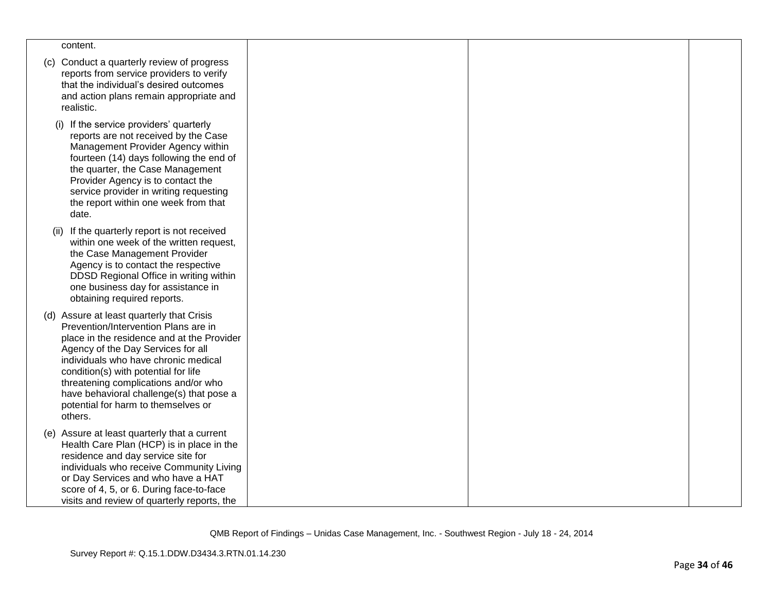| | | | |
|---|---|---|---|
| content.<br><br>(c) Conduct a quarterly review of progress reports from service providers to verify that the individual's desired outcomes and action plans remain appropriate and realistic.<br><br>(i) If the service providers' quarterly reports are not received by the Case Management Provider Agency within fourteen (14) days following the end of the quarter, the Case Management Provider Agency is to contact the service provider in writing requesting the report within one week from that date.<br><br>(ii) If the quarterly report is not received within one week of the written request, the Case Management Provider Agency is to contact the respective DDSD Regional Office in writing within one business day for assistance in obtaining required reports.<br><br>(d) Assure at least quarterly that Crisis Prevention/Intervention Plans are in place in the residence and at the Provider Agency of the Day Services for all individuals who have chronic medical condition(s) with potential for life threatening complications and/or who have behavioral challenge(s) that pose a potential for harm to themselves or others.<br><br>(e) Assure at least quarterly that a current Health Care Plan (HCP) is in place in the residence and day service site for individuals who receive Community Living or Day Services and who have a HAT score of 4, 5, or 6. During face-to-face visits and review of quarterly reports, the | | | |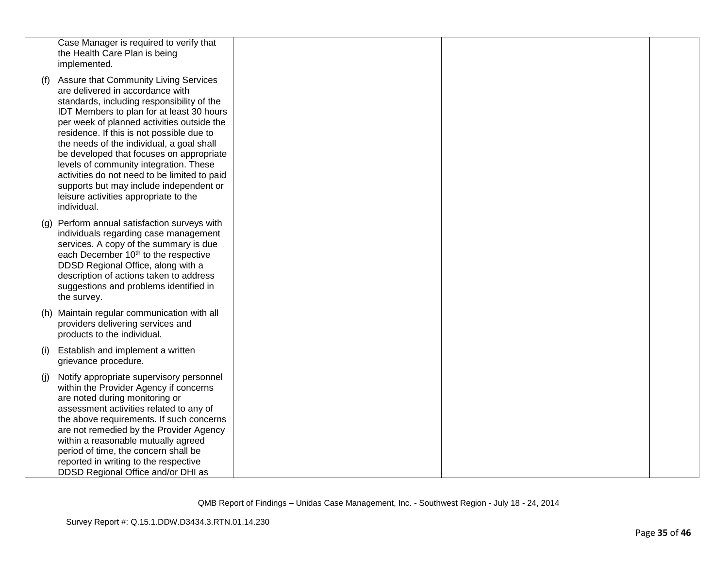| | | | |
|---|---|---|---|
| Case Manager is required to verify that the Health Care Plan is being implemented.<br><br>(f) Assure that Community Living Services are delivered in accordance with standards, including responsibility of the IDT Members to plan for at least 30 hours per week of planned activities outside the residence. If this is not possible due to the needs of the individual, a goal shall be developed that focuses on appropriate levels of community integration. These activities do not need to be limited to paid supports but may include independent or leisure activities appropriate to the individual.<br><br>(g) Perform annual satisfaction surveys with individuals regarding case management services. A copy of the summary is due each December 10th to the respective DDSD Regional Office, along with a description of actions taken to address suggestions and problems identified in the survey.<br><br>(h) Maintain regular communication with all providers delivering services and products to the individual.<br><br>(i) Establish and implement a written grievance procedure.<br><br>(j) Notify appropriate supervisory personnel within the Provider Agency if concerns are noted during monitoring or assessment activities related to any of the above requirements. If such concerns are not remedied by the Provider Agency within a reasonable mutually agreed period of time, the concern shall be reported in writing to the respective DDSD Regional Office and/or DHI as | | | |

QMB Report of Findings – Unidas Case Management, Inc. - Southwest Region - July 18 - 24, 2014

Survey Report #: Q.15.1.DDW.D3434.3.RTN.01.14.230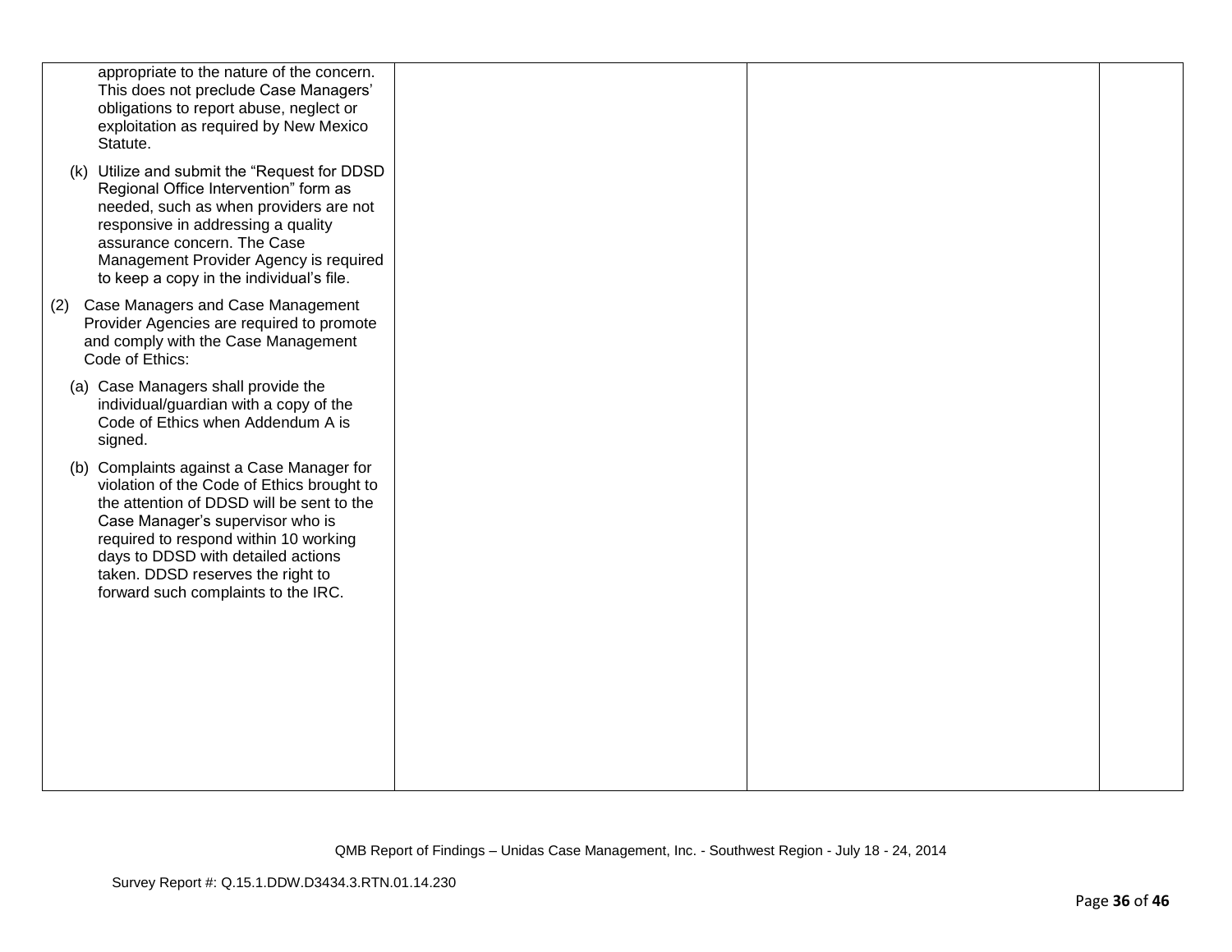| | | | |
|---|---|---|---|
| appropriate to the nature of the concern. This does not preclude Case Managers' obligations to report abuse, neglect or exploitation as required by New Mexico Statute.<br><br>(k) Utilize and submit the "Request for DDSD Regional Office Intervention" form as needed, such as when providers are not responsive in addressing a quality assurance concern. The Case Management Provider Agency is required to keep a copy in the individual's file.<br><br>(2) Case Managers and Case Management Provider Agencies are required to promote and comply with the Case Management Code of Ethics:<br><br>(a) Case Managers shall provide the individual/guardian with a copy of the Code of Ethics when Addendum A is signed.<br><br>(b) Complaints against a Case Manager for violation of the Code of Ethics brought to the attention of DDSD will be sent to the Case Manager's supervisor who is required to respond within 10 working days to DDSD with detailed actions taken. DDSD reserves the right to forward such complaints to the IRC. | | | |

QMB Report of Findings – Unidas Case Management, Inc. - Southwest Region - July 18 - 24, 2014

Survey Report #: Q.15.1.DDW.D3434.3.RTN.01.14.230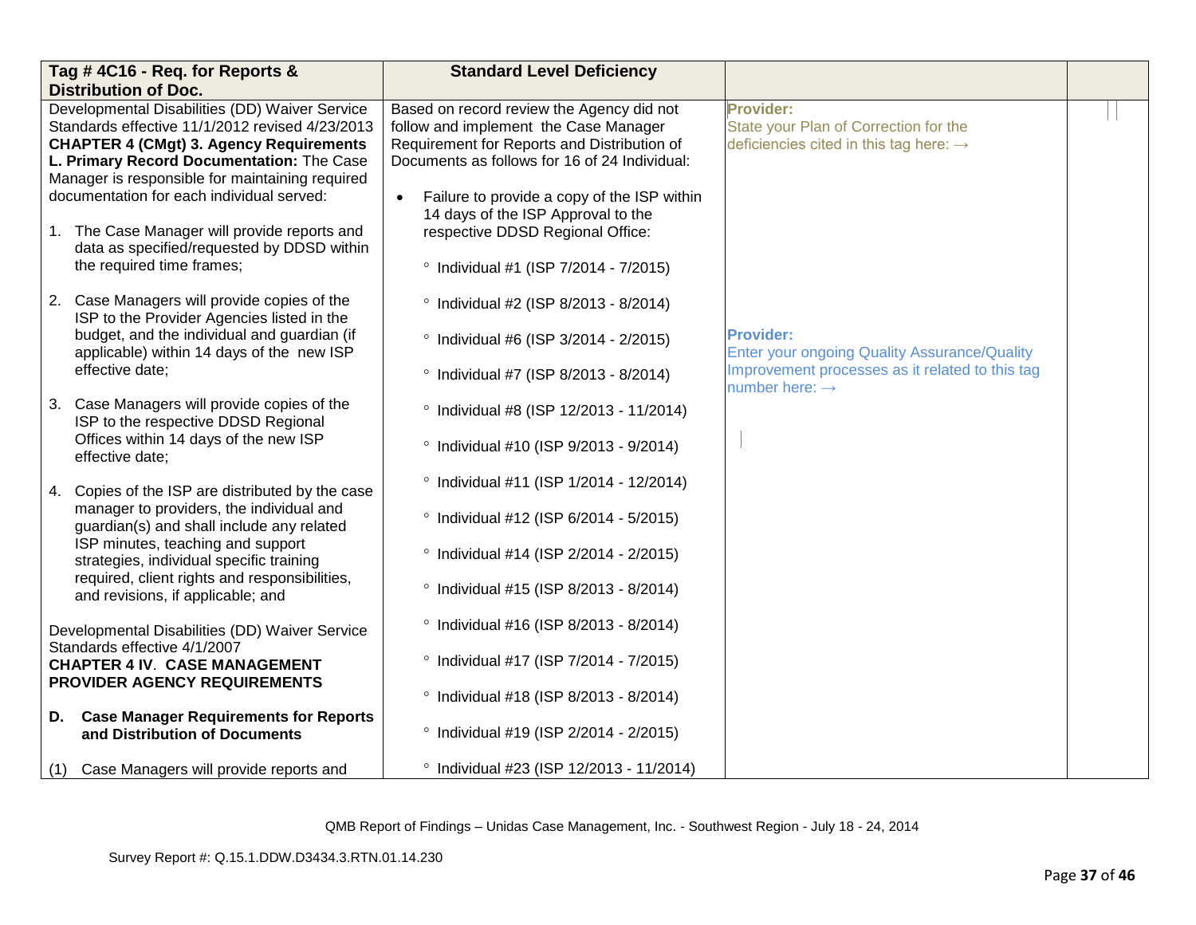| Tag # 4C16 - Req. for Reports & Distribution of Doc. | Standard Level Deficiency | | |
|---|---|---|---|
| Developmental Disabilities (DD) Waiver Service Standards effective 11/1/2012 revised 4/23/2013 **CHAPTER 4 (CMgt) 3. Agency Requirements L. Primary Record Documentation:** The Case Manager is responsible for maintaining required documentation for each individual served:<br><br>1. The Case Manager will provide reports and data as specified/requested by DDSD within the required time frames;<br><br>2. Case Managers will provide copies of the ISP to the Provider Agencies listed in the budget, and the individual and guardian (if applicable) within 14 days of the new ISP effective date;<br><br>3. Case Managers will provide copies of the ISP to the respective DDSD Regional Offices within 14 days of the new ISP effective date;<br><br>4. Copies of the ISP are distributed by the case manager to providers, the individual and guardian(s) and shall include any related ISP minutes, teaching and support strategies, individual specific training required, client rights and responsibilities, and revisions, if applicable; and<br><br>Developmental Disabilities (DD) Waiver Service Standards effective 4/1/2007<br>**CHAPTER 4 IV. CASE MANAGEMENT PROVIDER AGENCY REQUIREMENTS**<br><br>**D. Case Manager Requirements for Reports and Distribution of Documents**<br><br>(1) Case Managers will provide reports and | Based on record review the Agency did not follow and implement the Case Manager Requirement for Reports and Distribution of Documents as follows for 16 of 24 Individual:<br><br>• Failure to provide a copy of the ISP within 14 days of the ISP Approval to the respective DDSD Regional Office:<br><br>° Individual #1 (ISP 7/2014 - 7/2015)<br><br>° Individual #2 (ISP 8/2013 - 8/2014)<br><br>° Individual #6 (ISP 3/2014 - 2/2015)<br><br>° Individual #7 (ISP 8/2013 - 8/2014)<br><br>° Individual #8 (ISP 12/2013 - 11/2014)<br><br>° Individual #10 (ISP 9/2013 - 9/2014)<br><br>° Individual #11 (ISP 1/2014 - 12/2014)<br><br>° Individual #12 (ISP 6/2014 - 5/2015)<br><br>° Individual #14 (ISP 2/2014 - 2/2015)<br><br>° Individual #15 (ISP 8/2013 - 8/2014)<br><br>° Individual #16 (ISP 8/2013 - 8/2014)<br><br>° Individual #17 (ISP 7/2014 - 7/2015)<br><br>° Individual #18 (ISP 8/2013 - 8/2014)<br><br>° Individual #19 (ISP 2/2014 - 2/2015)<br><br>° Individual #23 (ISP 12/2013 - 11/2014) | **Provider:**<br>State your Plan of Correction for the deficiencies cited in this tag here: →<br><br>**Provider:**<br>Enter your ongoing Quality Assurance/Quality Improvement processes as it related to this tag number here: → | |

QMB Report of Findings – Unidas Case Management, Inc. - Southwest Region - July 18 - 24, 2014

Survey Report #: Q.15.1.DDW.D3434.3.RTN.01.14.230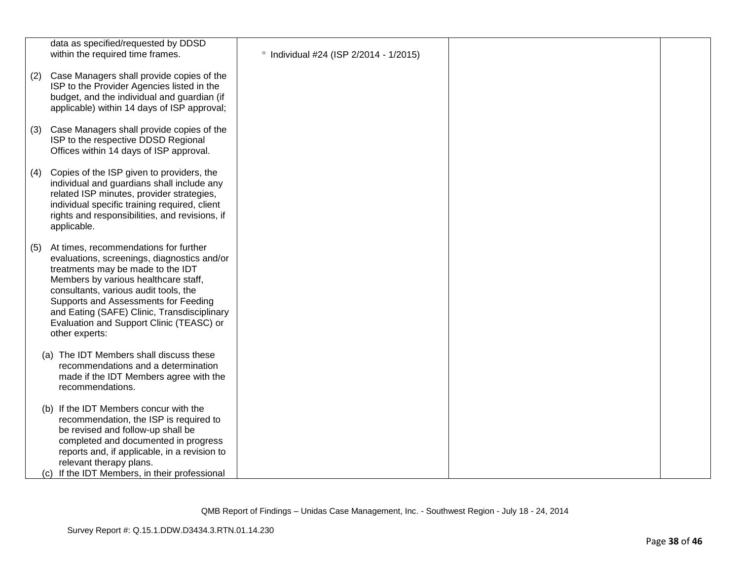| | | | |
|---|---|---|---|
| data as specified/requested by DDSD within the required time frames.<br><br>(2) Case Managers shall provide copies of the ISP to the Provider Agencies listed in the budget, and the individual and guardian (if applicable) within 14 days of ISP approval;<br><br>(3) Case Managers shall provide copies of the ISP to the respective DDSD Regional Offices within 14 days of ISP approval.<br><br>(4) Copies of the ISP given to providers, the individual and guardians shall include any related ISP minutes, provider strategies, individual specific training required, client rights and responsibilities, and revisions, if applicable.<br><br>(5) At times, recommendations for further evaluations, screenings, diagnostics and/or treatments may be made to the IDT Members by various healthcare staff, consultants, various audit tools, the Supports and Assessments for Feeding and Eating (SAFE) Clinic, Transdisciplinary Evaluation and Support Clinic (TEASC) or other experts:<br><br>(a) The IDT Members shall discuss these recommendations and a determination made if the IDT Members agree with the recommendations.<br><br>(b) If the IDT Members concur with the recommendation, the ISP is required to be revised and follow-up shall be completed and documented in progress reports and, if applicable, in a revision to relevant therapy plans.<br>(c) If the IDT Members, in their professional | ° Individual #24 (ISP 2/2014 - 1/2015) | | |

QMB Report of Findings – Unidas Case Management, Inc. - Southwest Region - July 18 - 24, 2014

Survey Report #: Q.15.1.DDW.D3434.3.RTN.01.14.230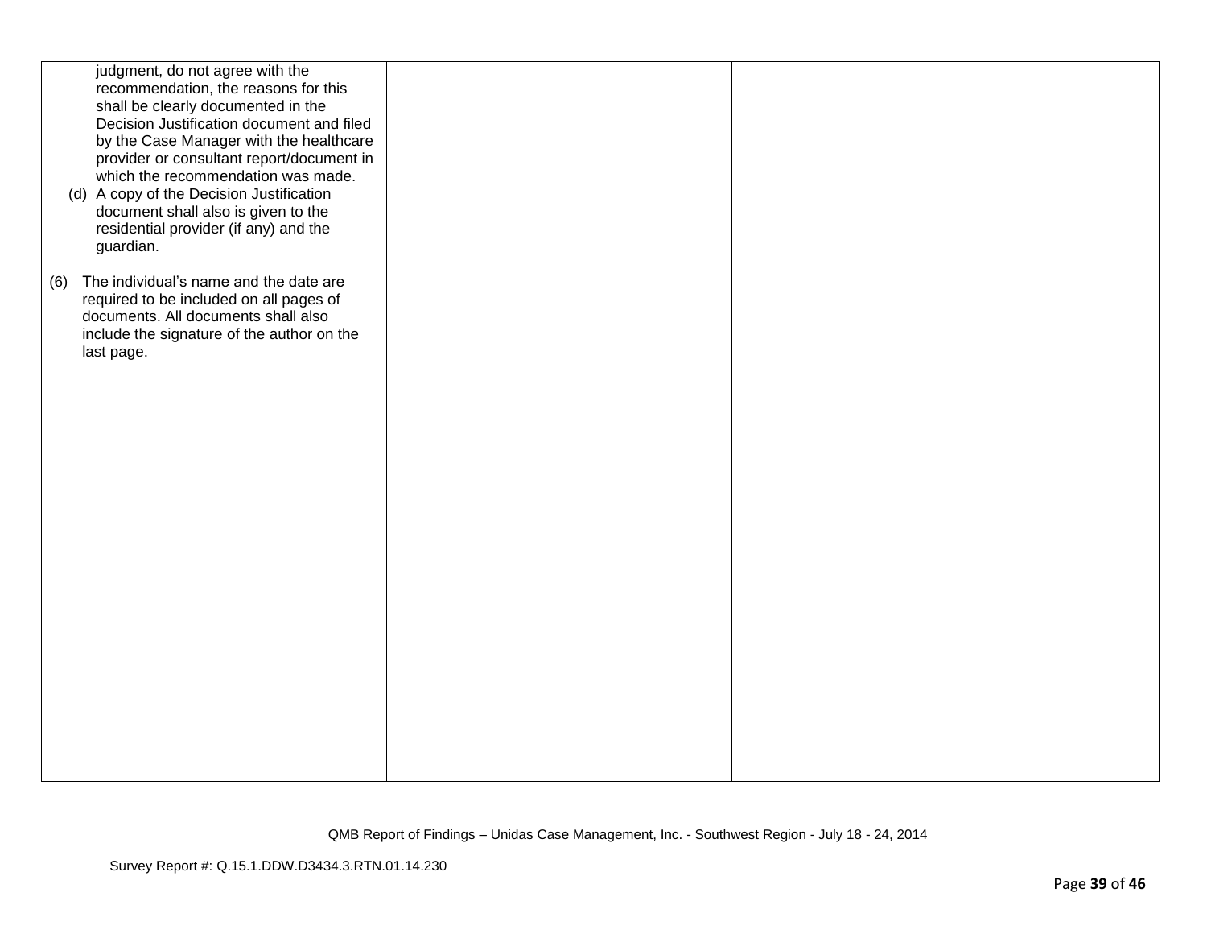| | | | |
|---|---|---|---|
| judgment, do not agree with the recommendation, the reasons for this shall be clearly documented in the Decision Justification document and filed by the Case Manager with the healthcare provider or consultant report/document in which the recommendation was made.<br>(d) A copy of the Decision Justification document shall also is given to the residential provider (if any) and the guardian.<br><br>(6) The individual's name and the date are required to be included on all pages of documents. All documents shall also include the signature of the author on the last page. | | | |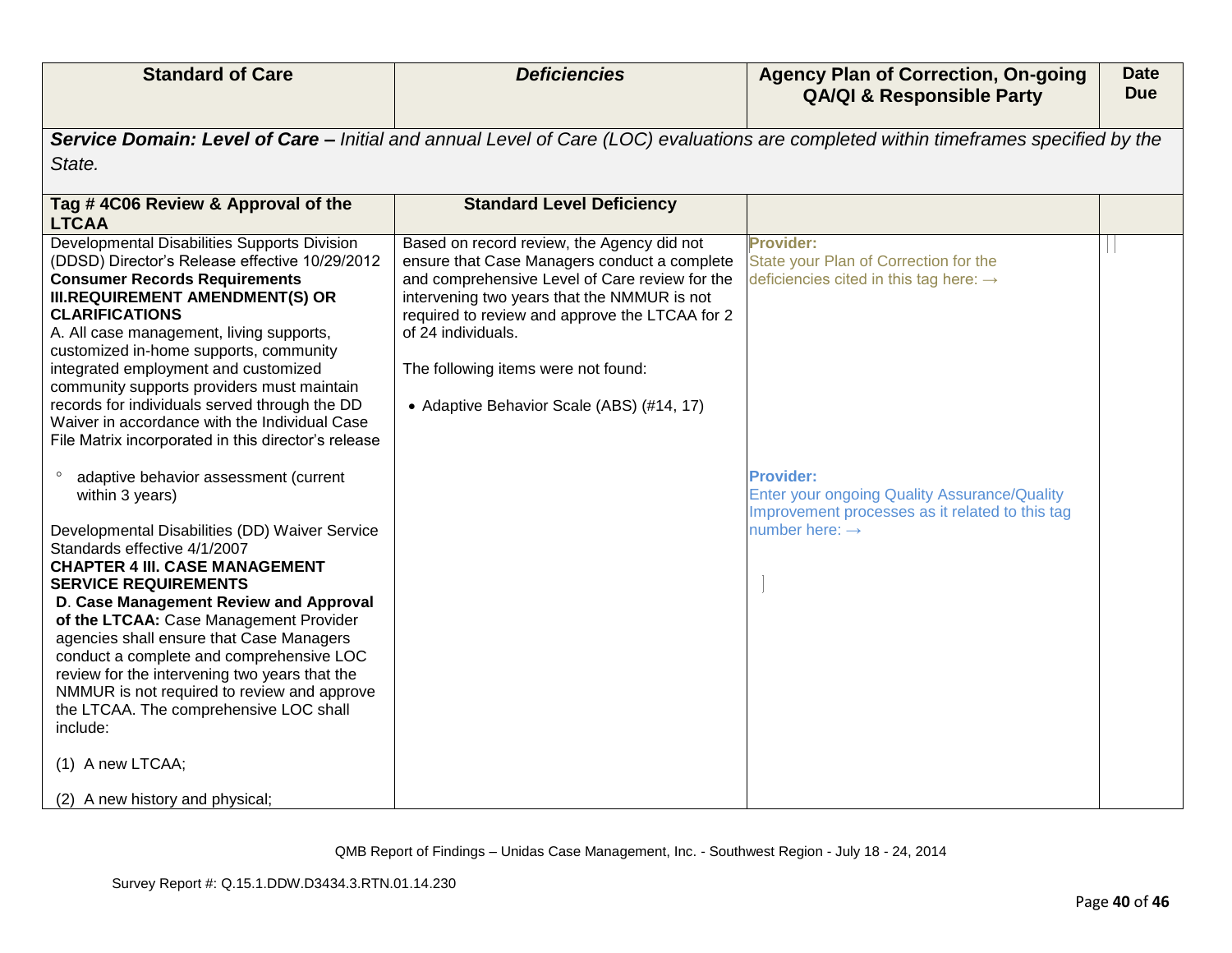| Standard of Care | *Deficiencies* | Agency Plan of Correction, On-going QA/QI & Responsible Party | Date Due |
|---|---|---|---|
| ***Service Domain: Level of Care –*** *Initial and annual Level of Care (LOC) evaluations are completed within timeframes specified by the State.* | | | |
| **Tag # 4C06 Review & Approval of the LTCAA** | **Standard Level Deficiency** | | |
| Developmental Disabilities Supports Division (DDSD) Director's Release effective 10/29/2012 **Consumer Records Requirements III.REQUIREMENT AMENDMENT(S) OR CLARIFICATIONS** A. All case management, living supports, customized in-home supports, community integrated employment and customized community supports providers must maintain records for individuals served through the DD Waiver in accordance with the Individual Case File Matrix incorporated in this director's release<br><br>° adaptive behavior assessment (current within 3 years)<br><br>Developmental Disabilities (DD) Waiver Service Standards effective 4/1/2007 **CHAPTER 4 III. CASE MANAGEMENT SERVICE REQUIREMENTS** **D. Case Management Review and Approval of the LTCAA:** Case Management Provider agencies shall ensure that Case Managers conduct a complete and comprehensive LOC review for the intervening two years that the NMMUR is not required to review and approve the LTCAA. The comprehensive LOC shall include:<br><br>(1) A new LTCAA;<br><br>(2) A new history and physical; | Based on record review, the Agency did not ensure that Case Managers conduct a complete and comprehensive Level of Care review for the intervening two years that the NMMUR is not required to review and approve the LTCAA for 2 of 24 individuals.<br><br>The following items were not found:<br><br>• Adaptive Behavior Scale (ABS) (#14, 17) | **Provider:** State your Plan of Correction for the deficiencies cited in this tag here: →<br><br>**Provider:** Enter your ongoing Quality Assurance/Quality Improvement processes as it related to this tag number here: → | |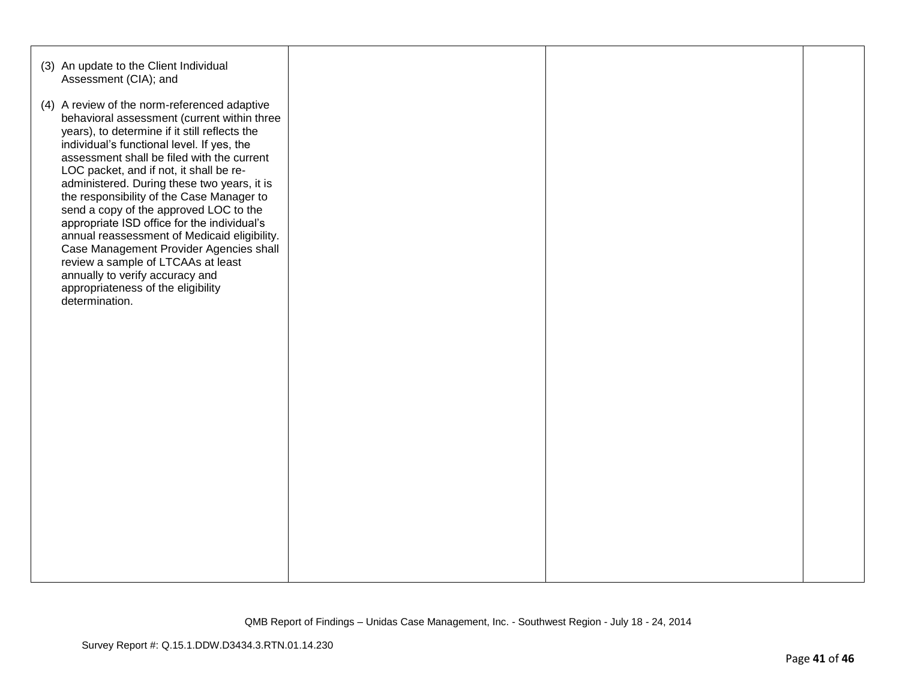| | | | |
|---|---|---|---|
| (3) An update to the Client Individual Assessment (CIA); and<br><br>(4) A review of the norm-referenced adaptive behavioral assessment (current within three years), to determine if it still reflects the individual's functional level. If yes, the assessment shall be filed with the current LOC packet, and if not, it shall be re-administered. During these two years, it is the responsibility of the Case Manager to send a copy of the approved LOC to the appropriate ISD office for the individual's annual reassessment of Medicaid eligibility. Case Management Provider Agencies shall review a sample of LTCAAs at least annually to verify accuracy and appropriateness of the eligibility determination. | | | |

QMB Report of Findings – Unidas Case Management, Inc. - Southwest Region - July 18 - 24, 2014

Survey Report #: Q.15.1.DDW.D3434.3.RTN.01.14.230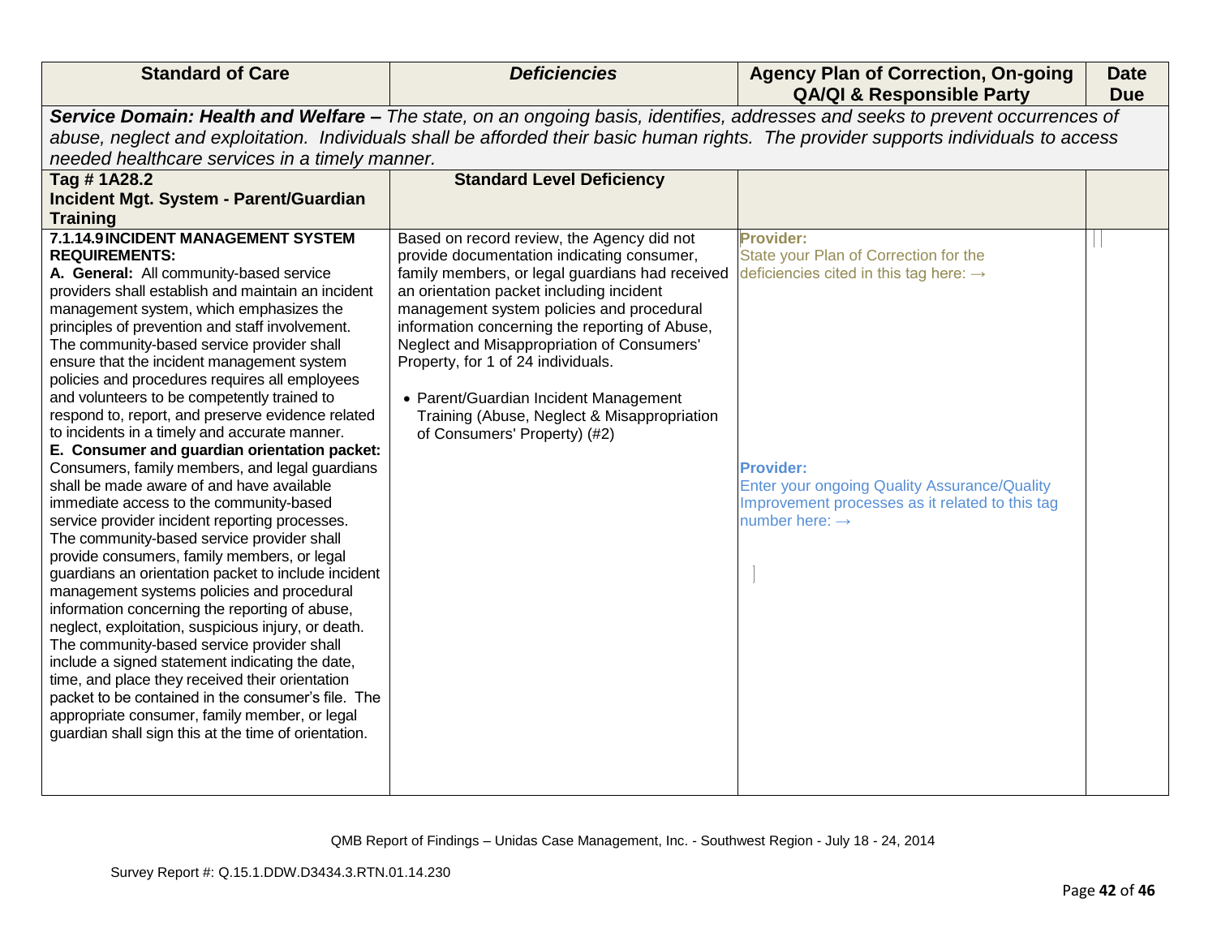| Standard of Care | *Deficiencies* | Agency Plan of Correction, On-going QA/QI & Responsible Party | Date Due |
|---|---|---|---|
| ***Service Domain: Health and Welfare –*** *The state, on an ongoing basis, identifies, addresses and seeks to prevent occurrences of abuse, neglect and exploitation. Individuals shall be afforded their basic human rights. The provider supports individuals to access needed healthcare services in a timely manner.* | | | |
| **Tag # 1A28.2**<br>**Incident Mgt. System - Parent/Guardian Training** | **Standard Level Deficiency** | | |
| **7.1.14.9 INCIDENT MANAGEMENT SYSTEM REQUIREMENTS:**<br>**A. General:** All community-based service providers shall establish and maintain an incident management system, which emphasizes the principles of prevention and staff involvement. The community-based service provider shall ensure that the incident management system policies and procedures requires all employees and volunteers to be competently trained to respond to, report, and preserve evidence related to incidents in a timely and accurate manner.<br>**E. Consumer and guardian orientation packet:** Consumers, family members, and legal guardians shall be made aware of and have available immediate access to the community-based service provider incident reporting processes. The community-based service provider shall provide consumers, family members, or legal guardians an orientation packet to include incident management systems policies and procedural information concerning the reporting of abuse, neglect, exploitation, suspicious injury, or death. The community-based service provider shall include a signed statement indicating the date, time, and place they received their orientation packet to be contained in the consumer's file. The appropriate consumer, family member, or legal guardian shall sign this at the time of orientation. | Based on record review, the Agency did not provide documentation indicating consumer, family members, or legal guardians had received an orientation packet including incident management system policies and procedural information concerning the reporting of Abuse, Neglect and Misappropriation of Consumers' Property, for 1 of 24 individuals.<br><br>• Parent/Guardian Incident Management Training (Abuse, Neglect & Misappropriation of Consumers' Property) (#2) | **Provider:**<br>State your Plan of Correction for the deficiencies cited in this tag here: →<br><br>**Provider:**<br>Enter your ongoing Quality Assurance/Quality Improvement processes as it related to this tag number here: → | |

QMB Report of Findings – Unidas Case Management, Inc. - Southwest Region - July 18 - 24, 2014

Survey Report #: Q.15.1.DDW.D3434.3.RTN.01.14.230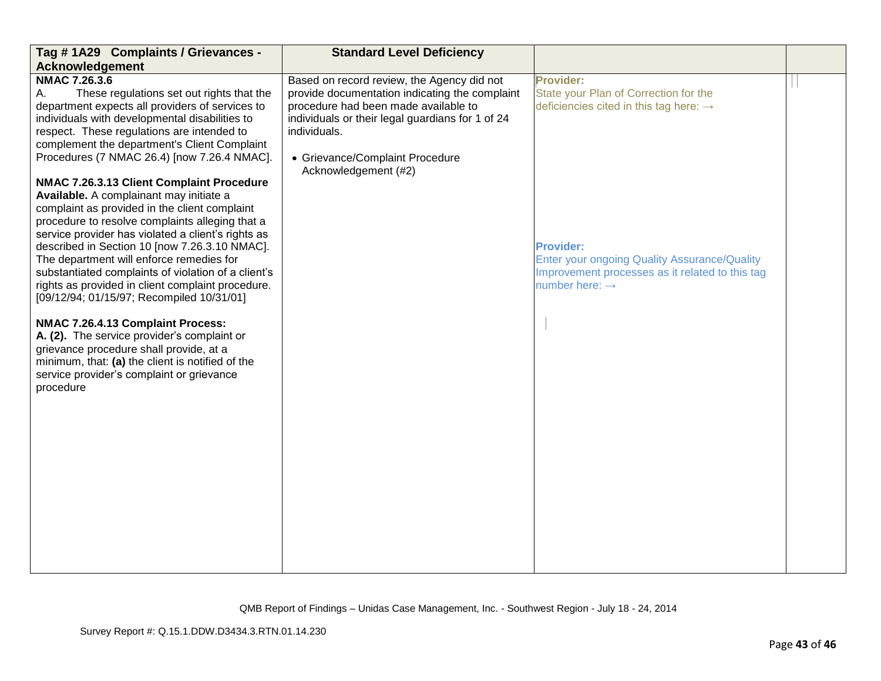| Tag # 1A29 Complaints / Grievances - Acknowledgement | Standard Level Deficiency | | |
|---|---|---|---|
| **NMAC 7.26.3.6**<br>A. These regulations set out rights that the department expects all providers of services to individuals with developmental disabilities to respect. These regulations are intended to complement the department's Client Complaint Procedures (7 NMAC 26.4) [now 7.26.4 NMAC].<br><br>**NMAC 7.26.3.13 Client Complaint Procedure Available.** A complainant may initiate a complaint as provided in the client complaint procedure to resolve complaints alleging that a service provider has violated a client's rights as described in Section 10 [now 7.26.3.10 NMAC]. The department will enforce remedies for substantiated complaints of violation of a client's rights as provided in client complaint procedure. [09/12/94; 01/15/97; Recompiled 10/31/01]<br><br>**NMAC 7.26.4.13 Complaint Process:**<br>**A. (2).** The service provider's complaint or grievance procedure shall provide, at a minimum, that: **(a)** the client is notified of the service provider's complaint or grievance procedure | Based on record review, the Agency did not provide documentation indicating the complaint procedure had been made available to individuals or their legal guardians for 1 of 24 individuals.<br><br>• Grievance/Complaint Procedure Acknowledgement (#2) | **Provider:**<br>State your Plan of Correction for the deficiencies cited in this tag here: →<br><br>**Provider:**<br>Enter your ongoing Quality Assurance/Quality Improvement processes as it related to this tag number here: → | |

QMB Report of Findings – Unidas Case Management, Inc. - Southwest Region - July 18 - 24, 2014

Survey Report #: Q.15.1.DDW.D3434.3.RTN.01.14.230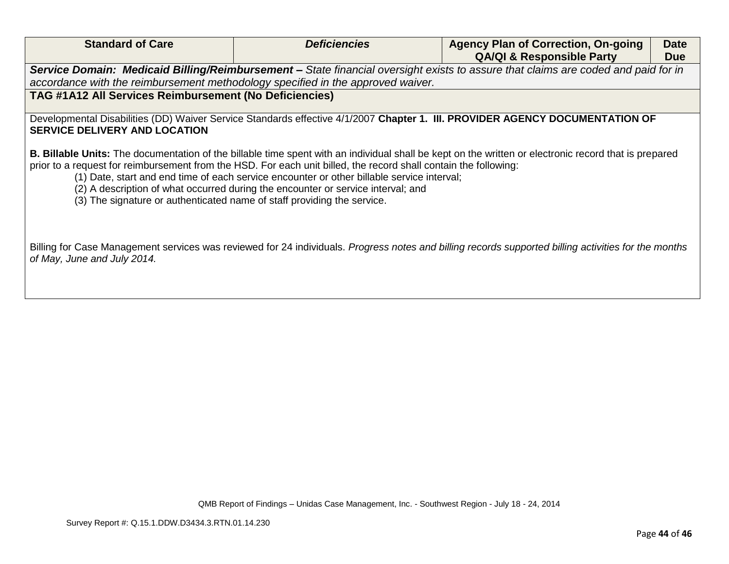| Standard of Care | *Deficiencies* | Agency Plan of Correction, On-going QA/QI & Responsible Party | Date Due |
|---|---|---|---|
| ***Service Domain: Medicaid Billing/Reimbursement –*** *State financial oversight exists to assure that claims are coded and paid for in accordance with the reimbursement methodology specified in the approved waiver.* | | | |
| **TAG #1A12 All Services Reimbursement (No Deficiencies)** | | | |
| Developmental Disabilities (DD) Waiver Service Standards effective 4/1/2007 **Chapter 1. III. PROVIDER AGENCY DOCUMENTATION OF SERVICE DELIVERY AND LOCATION**<br><br>**B. Billable Units:** The documentation of the billable time spent with an individual shall be kept on the written or electronic record that is prepared prior to a request for reimbursement from the HSD. For each unit billed, the record shall contain the following:<br>(1) Date, start and end time of each service encounter or other billable service interval;<br>(2) A description of what occurred during the encounter or service interval; and<br>(3) The signature or authenticated name of staff providing the service.<br><br>Billing for Case Management services was reviewed for 24 individuals. *Progress notes and billing records supported billing activities for the months of May, June and July 2014.* | | | |

QMB Report of Findings – Unidas Case Management, Inc. - Southwest Region - July 18 - 24, 2014

Survey Report #: Q.15.1.DDW.D3434.3.RTN.01.14.230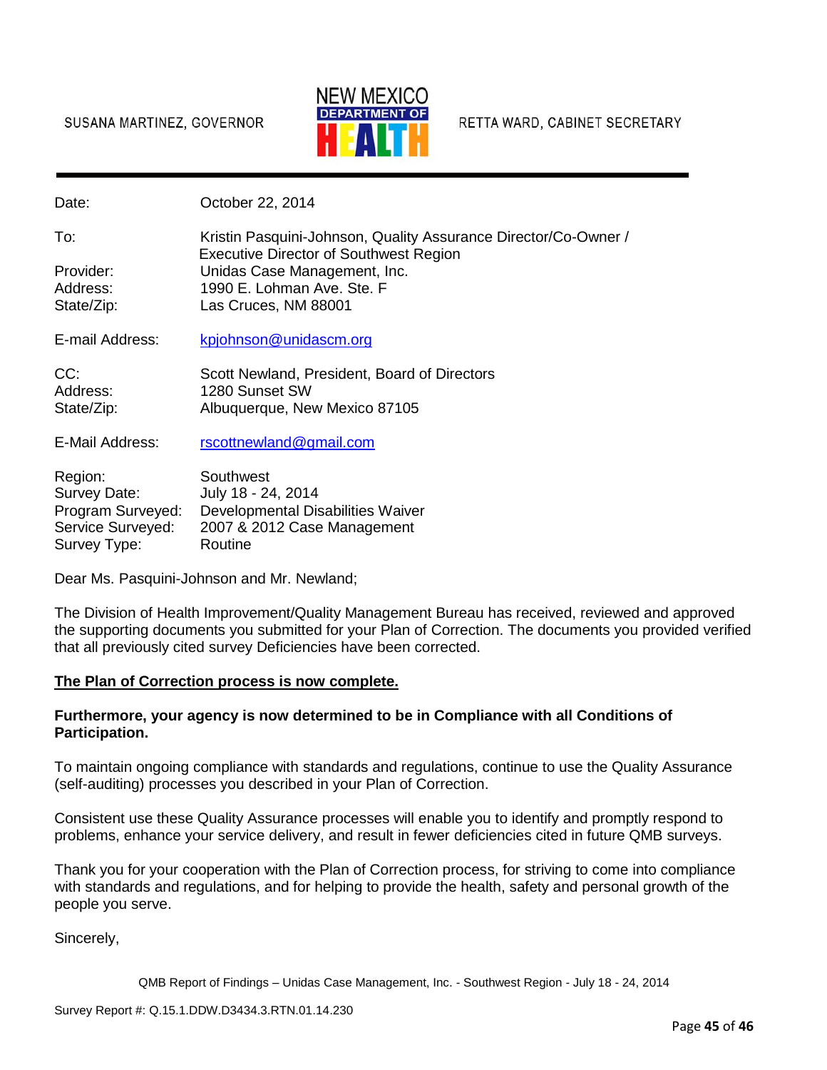SUSANA MARTINEZ, GOVERNOR

NEW MEXICO DEPARTMENT OF HEALTH

RETTA WARD, CABINET SECRETARY

| | |
|---|---|
| Date: | October 22, 2014 |
| To: | Kristin Pasquini-Johnson, Quality Assurance Director/Co-Owner / Executive Director of Southwest Region |
| Provider: | Unidas Case Management, Inc. |
| Address: | 1990 E. Lohman Ave. Ste. F |
| State/Zip: | Las Cruces, NM 88001 |
| E-mail Address: | kpjohnson@unidascm.org |
| CC: | Scott Newland, President, Board of Directors |
| Address: | 1280 Sunset SW |
| State/Zip: | Albuquerque, New Mexico 87105 |
| E-Mail Address: | rscottnewland@gmail.com |
| Region: | Southwest |
| Survey Date: | July 18 - 24, 2014 |
| Program Surveyed: | Developmental Disabilities Waiver |
| Service Surveyed: | 2007 & 2012 Case Management |
| Survey Type: | Routine |

Dear Ms. Pasquini-Johnson and Mr. Newland;

The Division of Health Improvement/Quality Management Bureau has received, reviewed and approved the supporting documents you submitted for your Plan of Correction. The documents you provided verified that all previously cited survey Deficiencies have been corrected.

**The Plan of Correction process is now complete.**

**Furthermore, your agency is now determined to be in Compliance with all Conditions of Participation.**

To maintain ongoing compliance with standards and regulations, continue to use the Quality Assurance (self-auditing) processes you described in your Plan of Correction.

Consistent use these Quality Assurance processes will enable you to identify and promptly respond to problems, enhance your service delivery, and result in fewer deficiencies cited in future QMB surveys.

Thank you for your cooperation with the Plan of Correction process, for striving to come into compliance with standards and regulations, and for helping to provide the health, safety and personal growth of the people you serve.

Sincerely,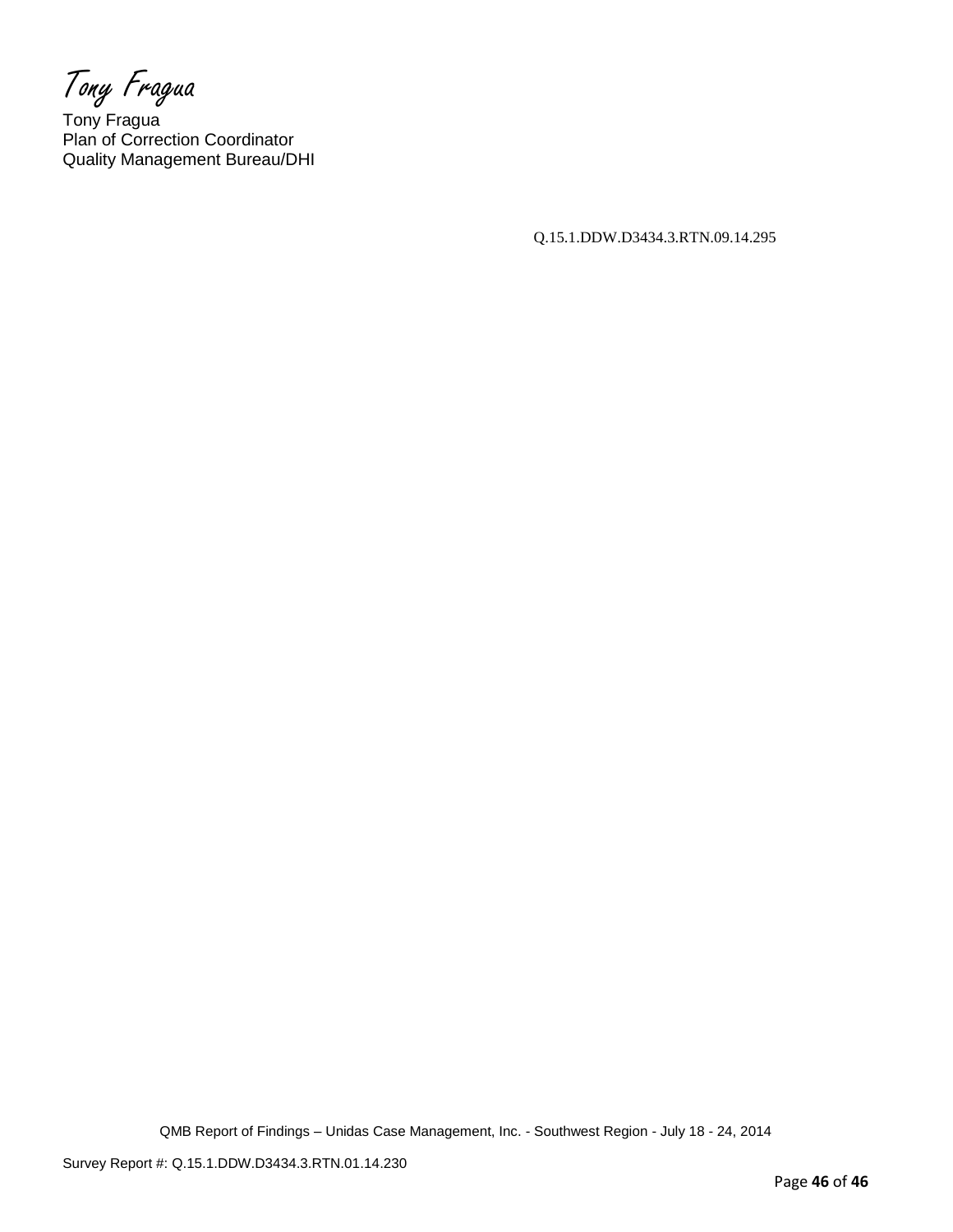*Tony Fragua*

Tony Fragua
Plan of Correction Coordinator
Quality Management Bureau/DHI

Q.15.1.DDW.D3434.3.RTN.09.14.295